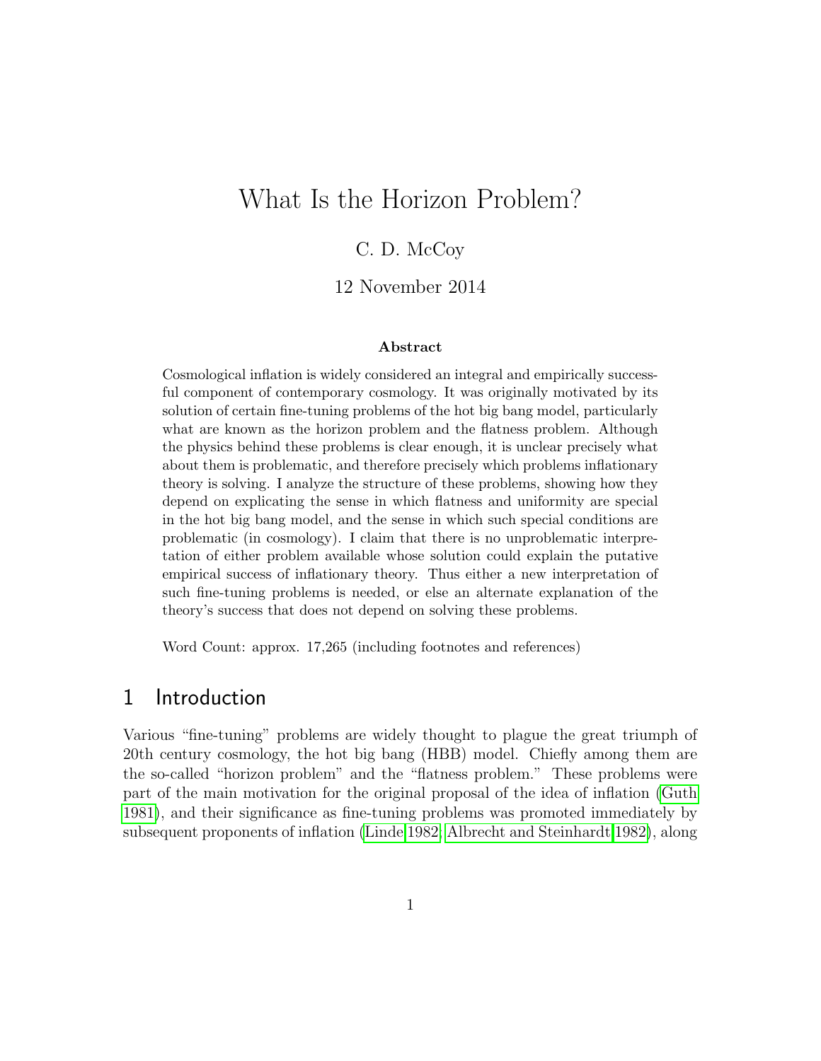# What Is the Horizon Problem?

C. D. McCoy

12 November 2014

**Abstract**

Cosmological inflation is widely considered an integral and empirically successful component of contemporary cosmology. It was originally motivated by its solution of certain fine-tuning problems of the hot big bang model, particularly what are known as the horizon problem and the flatness problem. Although the physics behind these problems is clear enough, it is unclear precisely what about them is problematic, and therefore precisely which problems inflationary theory is solving. I analyze the structure of these problems, showing how they depend on explicating the sense in which flatness and uniformity are special in the hot big bang model, and the sense in which such special conditions are problematic (in cosmology). I claim that there is no unproblematic interpretation of either problem available whose solution could explain the putative empirical success of inflationary theory. Thus either a new interpretation of such fine-tuning problems is needed, or else an alternate explanation of the theory's success that does not depend on solving these problems.

Word Count: approx. 17,265 (including footnotes and references)

## 1 Introduction

Various "fine-tuning" problems are widely thought to plague the great triumph of 20th century cosmology, the hot big bang (HBB) model. Chiefly among them are the so-called "horizon problem" and the "flatness problem." These problems were part of the main motivation for the original proposal of the idea of inflation (Guth 1981), and their significance as fine-tuning problems was promoted immediately by subsequent proponents of inflation (Linde 1982; Albrecht and Steinhardt 1982), along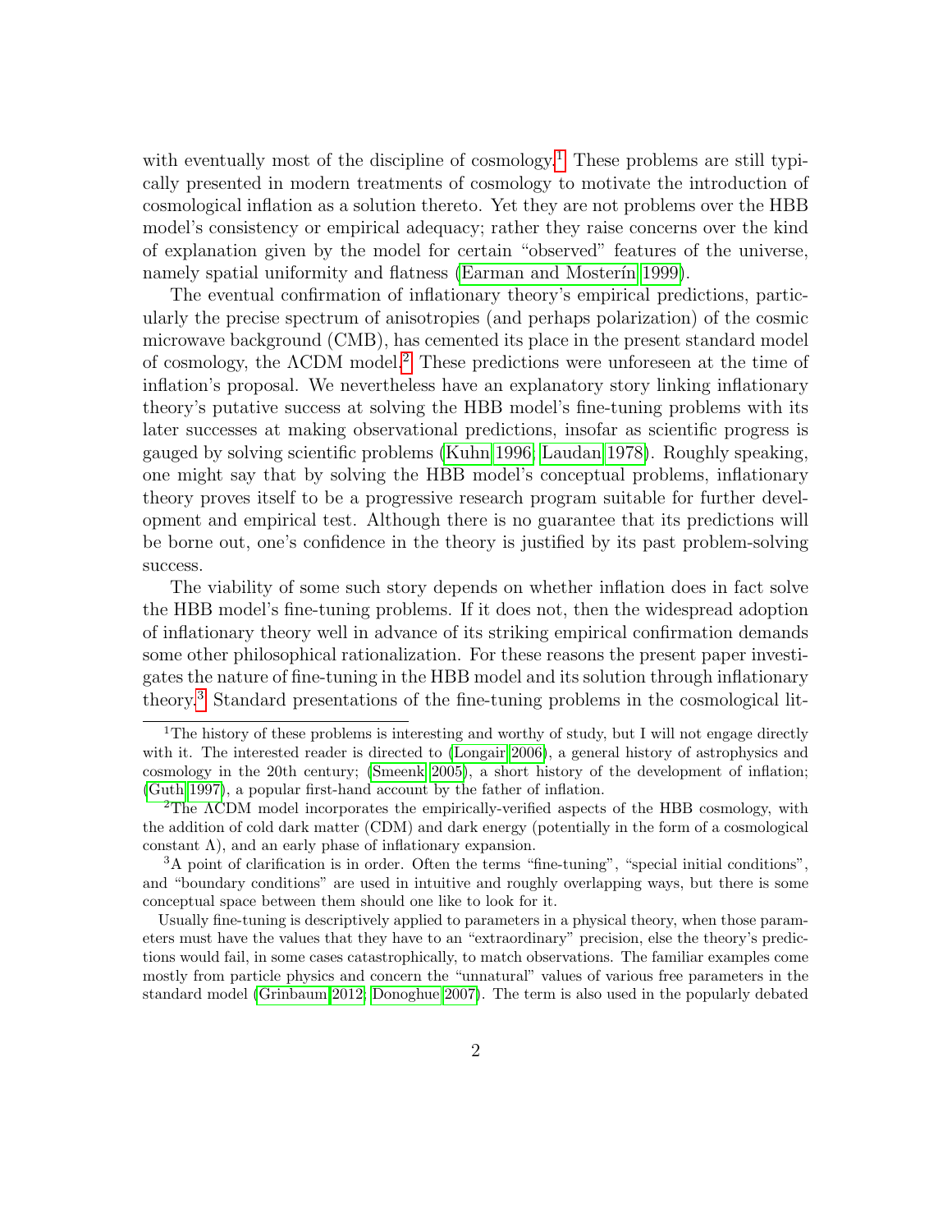with eventually most of the discipline of cosmology.[1] These problems are still typically presented in modern treatments of cosmology to motivate the introduction of cosmological inflation as a solution thereto. Yet they are not problems over the HBB model's consistency or empirical adequacy; rather they raise concerns over the kind of explanation given by the model for certain "observed" features of the universe, namely spatial uniformity and flatness (Earman and Mosterín 1999).

The eventual confirmation of inflationary theory's empirical predictions, particularly the precise spectrum of anisotropies (and perhaps polarization) of the cosmic microwave background (CMB), has cemented its place in the present standard model of cosmology, the $\Lambda$CDM model.[2] These predictions were unforeseen at the time of inflation's proposal. We nevertheless have an explanatory story linking inflationary theory's putative success at solving the HBB model's fine-tuning problems with its later successes at making observational predictions, insofar as scientific progress is gauged by solving scientific problems (Kuhn 1996; Laudan 1978). Roughly speaking, one might say that by solving the HBB model's conceptual problems, inflationary theory proves itself to be a progressive research program suitable for further development and empirical test. Although there is no guarantee that its predictions will be borne out, one's confidence in the theory is justified by its past problem-solving success.

The viability of some such story depends on whether inflation does in fact solve the HBB model's fine-tuning problems. If it does not, then the widespread adoption of inflationary theory well in advance of its striking empirical confirmation demands some other philosophical rationalization. For these reasons the present paper investigates the nature of fine-tuning in the HBB model and its solution through inflationary theory.[3] Standard presentations of the fine-tuning problems in the cosmological lit-

[1] The history of these problems is interesting and worthy of study, but I will not engage directly with it. The interested reader is directed to (Longair 2006), a general history of astrophysics and cosmology in the 20th century; (Smeenk 2005), a short history of the development of inflation; (Guth 1997), a popular first-hand account by the father of inflation.

[2] The $\Lambda$CDM model incorporates the empirically-verified aspects of the HBB cosmology, with the addition of cold dark matter (CDM) and dark energy (potentially in the form of a cosmological constant $\Lambda$), and an early phase of inflationary expansion.

[3] A point of clarification is in order. Often the terms "fine-tuning", "special initial conditions", and "boundary conditions" are used in intuitive and roughly overlapping ways, but there is some conceptual space between them should one like to look for it.

Usually fine-tuning is descriptively applied to parameters in a physical theory, when those parameters must have the values that they have to an "extraordinary" precision, else the theory's predictions would fail, in some cases catastrophically, to match observations. The familiar examples come mostly from particle physics and concern the "unnatural" values of various free parameters in the standard model (Grinbaum 2012; Donoghue 2007). The term is also used in the popularly debated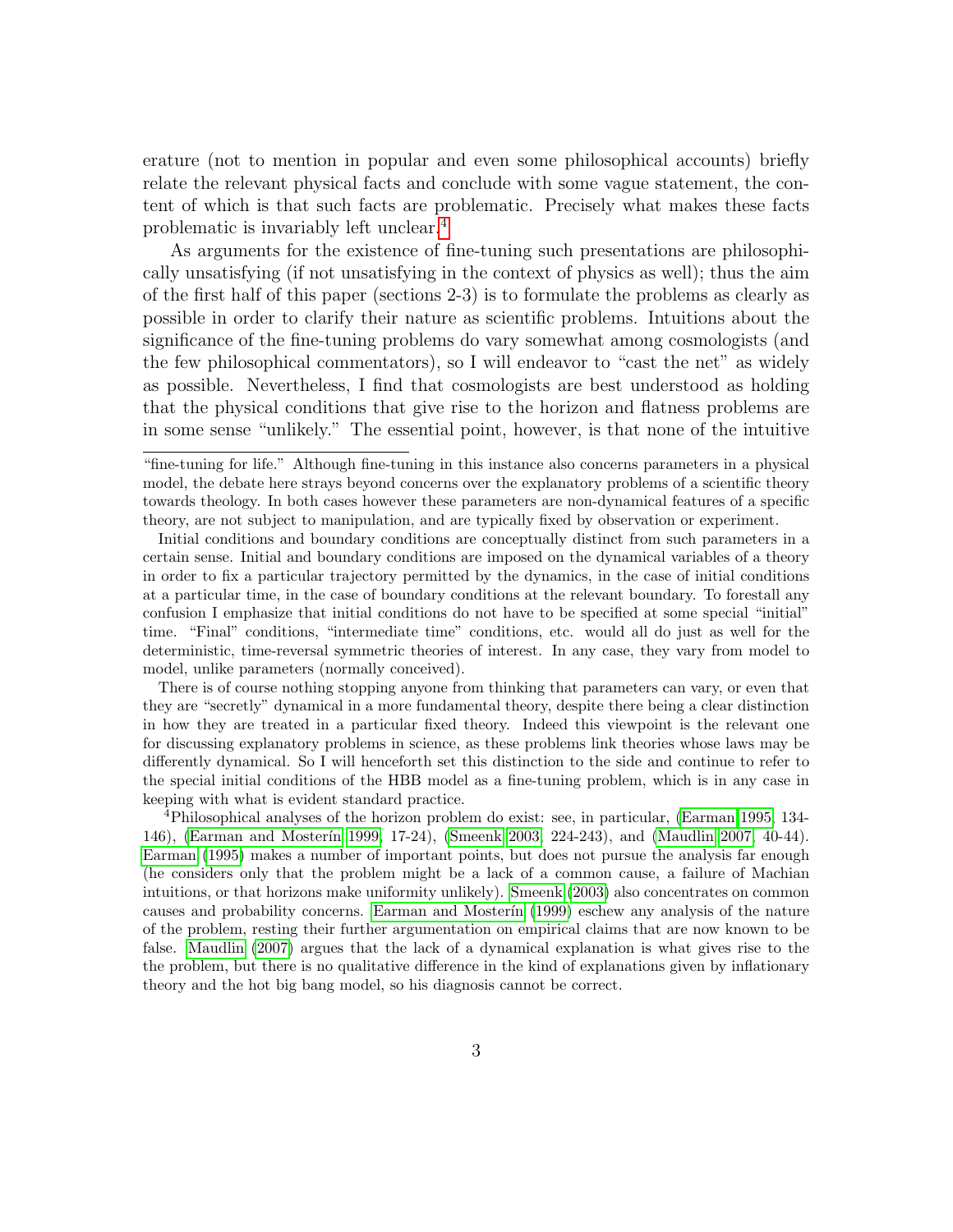erature (not to mention in popular and even some philosophical accounts) briefly relate the relevant physical facts and conclude with some vague statement, the content of which is that such facts are problematic. Precisely what makes these facts problematic is invariably left unclear.[4]

As arguments for the existence of fine-tuning such presentations are philosophically unsatisfying (if not unsatisfying in the context of physics as well); thus the aim of the first half of this paper (sections 2-3) is to formulate the problems as clearly as possible in order to clarify their nature as scientific problems. Intuitions about the significance of the fine-tuning problems do vary somewhat among cosmologists (and the few philosophical commentators), so I will endeavor to "cast the net" as widely as possible. Nevertheless, I find that cosmologists are best understood as holding that the physical conditions that give rise to the horizon and flatness problems are in some sense "unlikely." The essential point, however, is that none of the intuitive

---

"fine-tuning for life." Although fine-tuning in this instance also concerns parameters in a physical model, the debate here strays beyond concerns over the explanatory problems of a scientific theory towards theology. In both cases however these parameters are non-dynamical features of a specific theory, are not subject to manipulation, and are typically fixed by observation or experiment.

Initial conditions and boundary conditions are conceptually distinct from such parameters in a certain sense. Initial and boundary conditions are imposed on the dynamical variables of a theory in order to fix a particular trajectory permitted by the dynamics, in the case of initial conditions at a particular time, in the case of boundary conditions at the relevant boundary. To forestall any confusion I emphasize that initial conditions do not have to be specified at some special "initial" time. "Final" conditions, "intermediate time" conditions, etc. would all do just as well for the deterministic, time-reversal symmetric theories of interest. In any case, they vary from model to model, unlike parameters (normally conceived).

There is of course nothing stopping anyone from thinking that parameters can vary, or even that they are "secretly" dynamical in a more fundamental theory, despite there being a clear distinction in how they are treated in a particular fixed theory. Indeed this viewpoint is the relevant one for discussing explanatory problems in science, as these problems link theories whose laws may be differently dynamical. So I will henceforth set this distinction to the side and continue to refer to the special initial conditions of the HBB model as a fine-tuning problem, which is in any case in keeping with what is evident standard practice.

[4] Philosophical analyses of the horizon problem do exist: see, in particular, (Earman 1995, 134-146), (Earman and Mosterín 1999, 17-24), (Smeenk 2003, 224-243), and (Maudlin 2007, 40-44). Earman (1995) makes a number of important points, but does not pursue the analysis far enough (he considers only that the problem might be a lack of a common cause, a failure of Machian intuitions, or that horizons make uniformity unlikely). Smeenk (2003) also concentrates on common causes and probability concerns. Earman and Mosterín (1999) eschew any analysis of the nature of the problem, resting their further argumentation on empirical claims that are now known to be false. Maudlin (2007) argues that the lack of a dynamical explanation is what gives rise to the the problem, but there is no qualitative difference in the kind of explanations given by inflationary theory and the hot big bang model, so his diagnosis cannot be correct.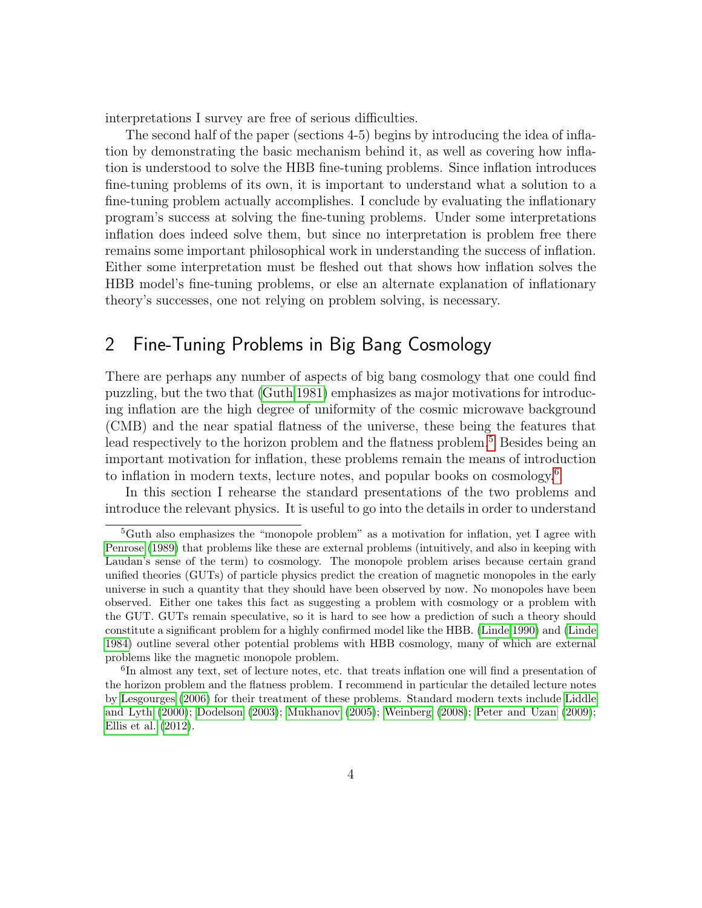interpretations I survey are free of serious difficulties.

The second half of the paper (sections 4-5) begins by introducing the idea of inflation by demonstrating the basic mechanism behind it, as well as covering how inflation is understood to solve the HBB fine-tuning problems. Since inflation introduces fine-tuning problems of its own, it is important to understand what a solution to a fine-tuning problem actually accomplishes. I conclude by evaluating the inflationary program's success at solving the fine-tuning problems. Under some interpretations inflation does indeed solve them, but since no interpretation is problem free there remains some important philosophical work in understanding the success of inflation. Either some interpretation must be fleshed out that shows how inflation solves the HBB model's fine-tuning problems, or else an alternate explanation of inflationary theory's successes, one not relying on problem solving, is necessary.

## 2 Fine-Tuning Problems in Big Bang Cosmology

There are perhaps any number of aspects of big bang cosmology that one could find puzzling, but the two that (Guth 1981) emphasizes as major motivations for introducing inflation are the high degree of uniformity of the cosmic microwave background (CMB) and the near spatial flatness of the universe, these being the features that lead respectively to the horizon problem and the flatness problem.[5] Besides being an important motivation for inflation, these problems remain the means of introduction to inflation in modern texts, lecture notes, and popular books on cosmology.[6]

In this section I rehearse the standard presentations of the two problems and introduce the relevant physics. It is useful to go into the details in order to understand

---

[5] Guth also emphasizes the "monopole problem" as a motivation for inflation, yet I agree with Penrose (1989) that problems like these are external problems (intuitively, and also in keeping with Laudan's sense of the term) to cosmology. The monopole problem arises because certain grand unified theories (GUTs) of particle physics predict the creation of magnetic monopoles in the early universe in such a quantity that they should have been observed by now. No monopoles have been observed. Either one takes this fact as suggesting a problem with cosmology or a problem with the GUT. GUTs remain speculative, so it is hard to see how a prediction of such a theory should constitute a significant problem for a highly confirmed model like the HBB. (Linde 1990) and (Linde 1984) outline several other potential problems with HBB cosmology, many of which are external problems like the magnetic monopole problem.

[6] In almost any text, set of lecture notes, etc. that treats inflation one will find a presentation of the horizon problem and the flatness problem. I recommend in particular the detailed lecture notes by Lesgourges (2006) for their treatment of these problems. Standard modern texts include Liddle and Lyth (2000); Dodelson (2003); Mukhanov (2005); Weinberg (2008); Peter and Uzan (2009); Ellis et al. (2012).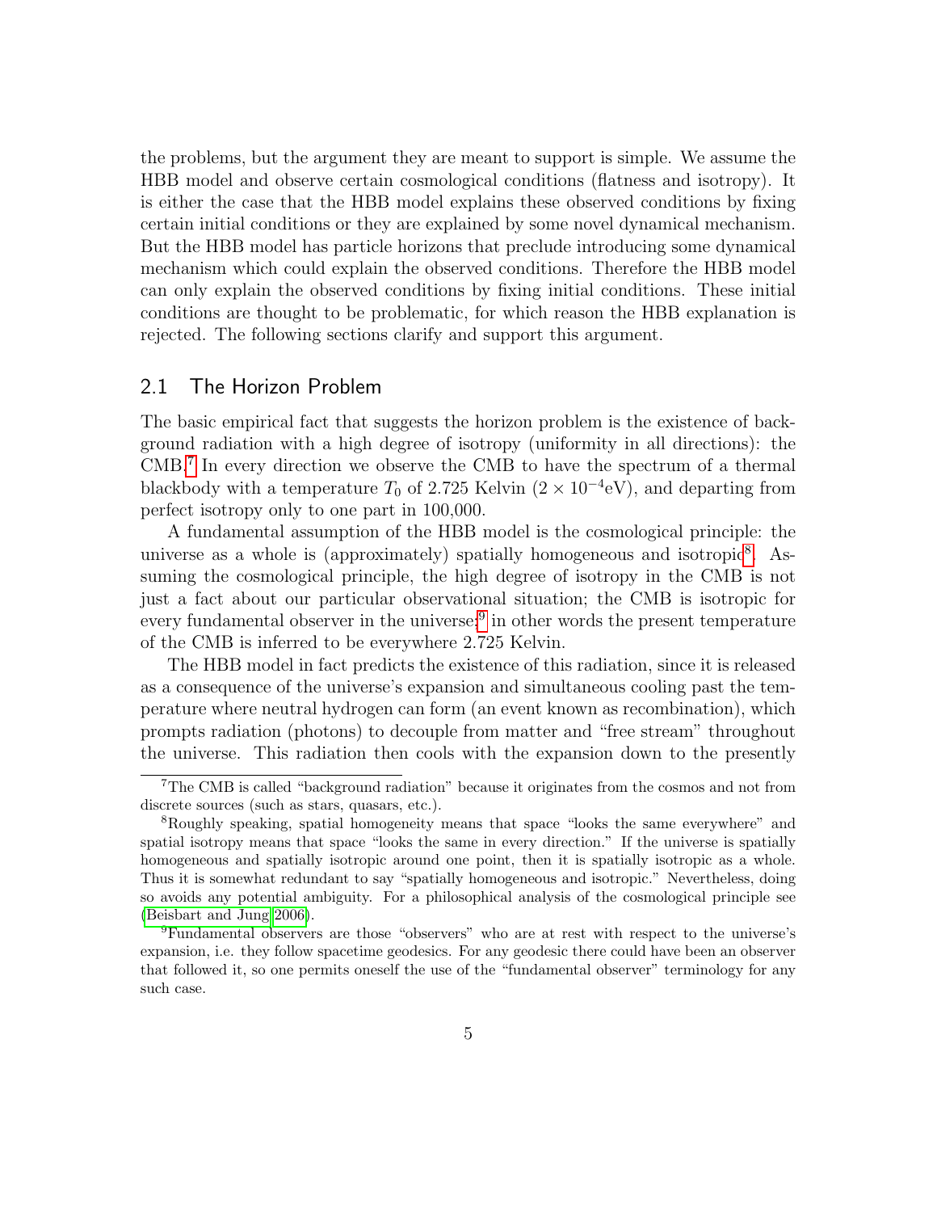the problems, but the argument they are meant to support is simple. We assume the HBB model and observe certain cosmological conditions (flatness and isotropy). It is either the case that the HBB model explains these observed conditions by fixing certain initial conditions or they are explained by some novel dynamical mechanism. But the HBB model has particle horizons that preclude introducing some dynamical mechanism which could explain the observed conditions. Therefore the HBB model can only explain the observed conditions by fixing initial conditions. These initial conditions are thought to be problematic, for which reason the HBB explanation is rejected. The following sections clarify and support this argument.

## 2.1 The Horizon Problem

The basic empirical fact that suggests the horizon problem is the existence of background radiation with a high degree of isotropy (uniformity in all directions): the CMB.[7] In every direction we observe the CMB to have the spectrum of a thermal blackbody with a temperature $T_0$ of 2.725 Kelvin ($2 \times 10^{-4}$eV), and departing from perfect isotropy only to one part in 100,000.

A fundamental assumption of the HBB model is the cosmological principle: the universe as a whole is (approximately) spatially homogeneous and isotropic[8]. Assuming the cosmological principle, the high degree of isotropy in the CMB is not just a fact about our particular observational situation; the CMB is isotropic for every fundamental observer in the universe;[9] in other words the present temperature of the CMB is inferred to be everywhere 2.725 Kelvin.

The HBB model in fact predicts the existence of this radiation, since it is released as a consequence of the universe's expansion and simultaneous cooling past the temperature where neutral hydrogen can form (an event known as recombination), which prompts radiation (photons) to decouple from matter and "free stream" throughout the universe. This radiation then cools with the expansion down to the presently

---

[7] The CMB is called "background radiation" because it originates from the cosmos and not from discrete sources (such as stars, quasars, etc.).

[8] Roughly speaking, spatial homogeneity means that space "looks the same everywhere" and spatial isotropy means that space "looks the same in every direction." If the universe is spatially homogeneous and spatially isotropic around one point, then it is spatially isotropic as a whole. Thus it is somewhat redundant to say "spatially homogeneous and isotropic." Nevertheless, doing so avoids any potential ambiguity. For a philosophical analysis of the cosmological principle see (Beisbart and Jung 2006).

[9] Fundamental observers are those "observers" who are at rest with respect to the universe's expansion, i.e. they follow spacetime geodesics. For any geodesic there could have been an observer that followed it, so one permits oneself the use of the "fundamental observer" terminology for any such case.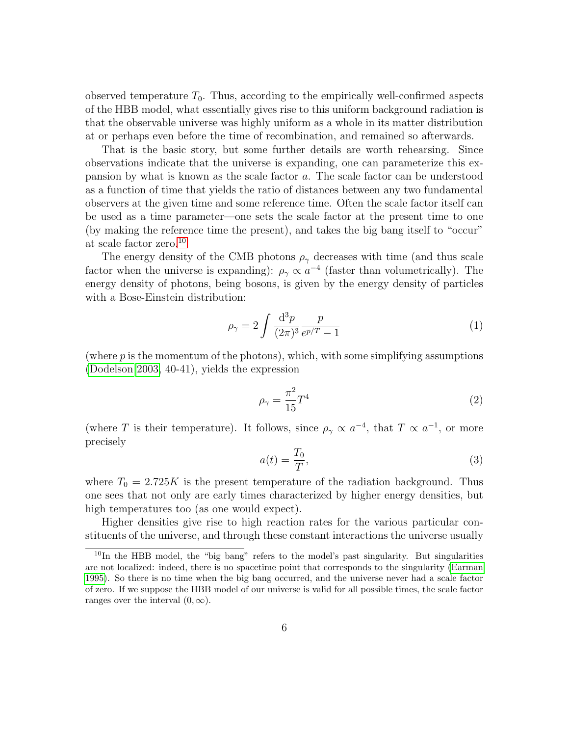observed temperature $T_0$. Thus, according to the empirically well-confirmed aspects of the HBB model, what essentially gives rise to this uniform background radiation is that the observable universe was highly uniform as a whole in its matter distribution at or perhaps even before the time of recombination, and remained so afterwards.

That is the basic story, but some further details are worth rehearsing. Since observations indicate that the universe is expanding, one can parameterize this expansion by what is known as the scale factor $a$. The scale factor can be understood as a function of time that yields the ratio of distances between any two fundamental observers at the given time and some reference time. Often the scale factor itself can be used as a time parameter—one sets the scale factor at the present time to one (by making the reference time the present), and takes the big bang itself to "occur" at scale factor zero.[10]

The energy density of the CMB photons $\rho_\gamma$ decreases with time (and thus scale factor when the universe is expanding): $\rho_\gamma \propto a^{-4}$ (faster than volumetrically). The energy density of photons, being bosons, is given by the energy density of particles with a Bose-Einstein distribution:

$$\rho_\gamma = 2 \int \frac{\mathrm{d}^3 p}{(2\pi)^3} \frac{p}{e^{p/T} - 1} \tag{1}$$

(where $p$ is the momentum of the photons), which, with some simplifying assumptions (Dodelson 2003, 40-41), yields the expression

$$\rho_\gamma = \frac{\pi^2}{15} T^4 \tag{2}$$

(where $T$ is their temperature). It follows, since $\rho_\gamma \propto a^{-4}$, that $T \propto a^{-1}$, or more precisely

$$a(t) = \frac{T_0}{T}, \tag{3}$$

where $T_0 = 2.725K$ is the present temperature of the radiation background. Thus one sees that not only are early times characterized by higher energy densities, but high temperatures too (as one would expect).

Higher densities give rise to high reaction rates for the various particular constituents of the universe, and through these constant interactions the universe usually

[10] In the HBB model, the "big bang" refers to the model's past singularity. But singularities are not localized: indeed, there is no spacetime point that corresponds to the singularity (Earman 1995). So there is no time when the big bang occurred, and the universe never had a scale factor of zero. If we suppose the HBB model of our universe is valid for all possible times, the scale factor ranges over the interval $(0, \infty)$.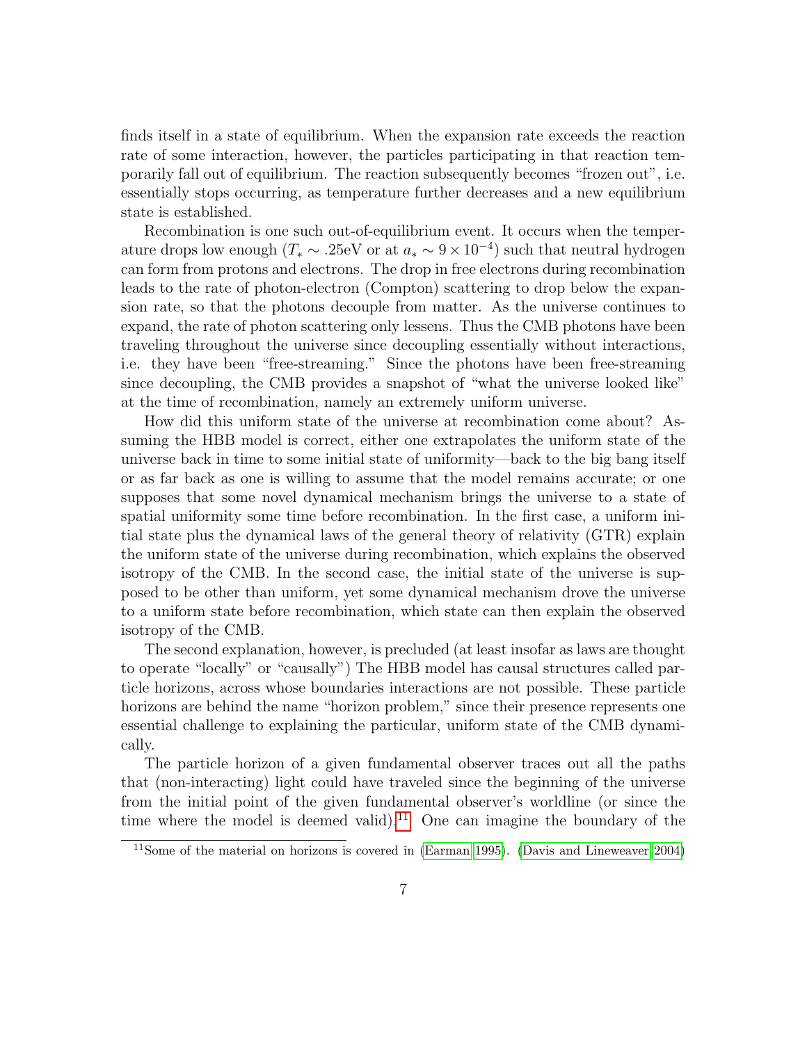finds itself in a state of equilibrium. When the expansion rate exceeds the reaction rate of some interaction, however, the particles participating in that reaction temporarily fall out of equilibrium. The reaction subsequently becomes "frozen out", i.e. essentially stops occurring, as temperature further decreases and a new equilibrium state is established.

Recombination is one such out-of-equilibrium event. It occurs when the temperature drops low enough ($T_* \sim .25$eV or at $a_* \sim 9 \times 10^{-4}$) such that neutral hydrogen can form from protons and electrons. The drop in free electrons during recombination leads to the rate of photon-electron (Compton) scattering to drop below the expansion rate, so that the photons decouple from matter. As the universe continues to expand, the rate of photon scattering only lessens. Thus the CMB photons have been traveling throughout the universe since decoupling essentially without interactions, i.e. they have been "free-streaming." Since the photons have been free-streaming since decoupling, the CMB provides a snapshot of "what the universe looked like" at the time of recombination, namely an extremely uniform universe.

How did this uniform state of the universe at recombination come about? Assuming the HBB model is correct, either one extrapolates the uniform state of the universe back in time to some initial state of uniformity—back to the big bang itself or as far back as one is willing to assume that the model remains accurate; or one supposes that some novel dynamical mechanism brings the universe to a state of spatial uniformity some time before recombination. In the first case, a uniform initial state plus the dynamical laws of the general theory of relativity (GTR) explain the uniform state of the universe during recombination, which explains the observed isotropy of the CMB. In the second case, the initial state of the universe is supposed to be other than uniform, yet some dynamical mechanism drove the universe to a uniform state before recombination, which state can then explain the observed isotropy of the CMB.

The second explanation, however, is precluded (at least insofar as laws are thought to operate "locally" or "causally") The HBB model has causal structures called particle horizons, across whose boundaries interactions are not possible. These particle horizons are behind the name "horizon problem," since their presence represents one essential challenge to explaining the particular, uniform state of the CMB dynamically.

The particle horizon of a given fundamental observer traces out all the paths that (non-interacting) light could have traveled since the beginning of the universe from the initial point of the given fundamental observer's worldline (or since the time where the model is deemed valid).[11] One can imagine the boundary of the

[11] Some of the material on horizons is covered in (Earman 1995). (Davis and Lineweaver 2004)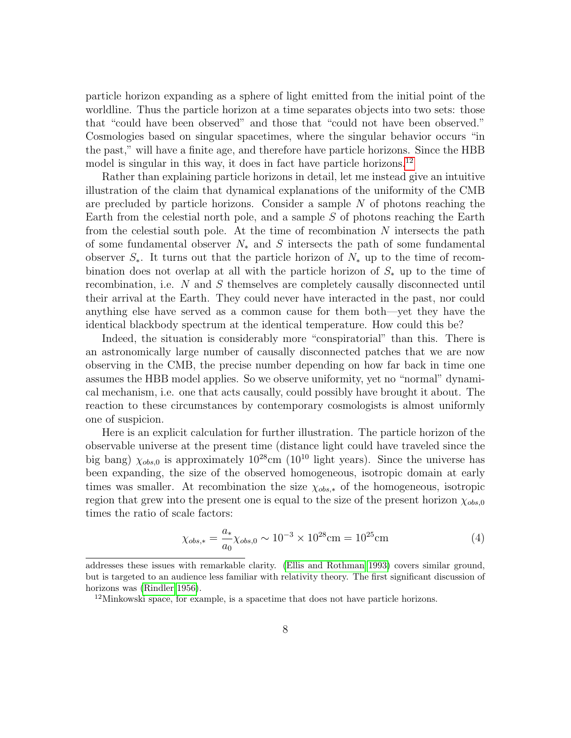particle horizon expanding as a sphere of light emitted from the initial point of the worldline. Thus the particle horizon at a time separates objects into two sets: those that "could have been observed" and those that "could not have been observed." Cosmologies based on singular spacetimes, where the singular behavior occurs "in the past," will have a finite age, and therefore have particle horizons. Since the HBB model is singular in this way, it does in fact have particle horizons.[12]

Rather than explaining particle horizons in detail, let me instead give an intuitive illustration of the claim that dynamical explanations of the uniformity of the CMB are precluded by particle horizons. Consider a sample $N$ of photons reaching the Earth from the celestial north pole, and a sample $S$ of photons reaching the Earth from the celestial south pole. At the time of recombination $N$ intersects the path of some fundamental observer $N_*$ and $S$ intersects the path of some fundamental observer $S_*$. It turns out that the particle horizon of $N_*$ up to the time of recombination does not overlap at all with the particle horizon of $S_*$ up to the time of recombination, i.e. $N$ and $S$ themselves are completely causally disconnected until their arrival at the Earth. They could never have interacted in the past, nor could anything else have served as a common cause for them both—yet they have the identical blackbody spectrum at the identical temperature. How could this be?

Indeed, the situation is considerably more "conspiratorial" than this. There is an astronomically large number of causally disconnected patches that we are now observing in the CMB, the precise number depending on how far back in time one assumes the HBB model applies. So we observe uniformity, yet no "normal" dynamical mechanism, i.e. one that acts causally, could possibly have brought it about. The reaction to these circumstances by contemporary cosmologists is almost uniformly one of suspicion.

Here is an explicit calculation for further illustration. The particle horizon of the observable universe at the present time (distance light could have traveled since the big bang) $\chi_{obs,0}$ is approximately $10^{28}$cm ($10^{10}$ light years). Since the universe has been expanding, the size of the observed homogeneous, isotropic domain at early times was smaller. At recombination the size $\chi_{obs,*}$ of the homogeneous, isotropic region that grew into the present one is equal to the size of the present horizon $\chi_{obs,0}$ times the ratio of scale factors:

$$\chi_{obs,*} = \frac{a_*}{a_0}\chi_{obs,0} \sim 10^{-3} \times 10^{28}\text{cm} = 10^{25}\text{cm} \tag{4}$$

---

addresses these issues with remarkable clarity. (Ellis and Rothman 1993) covers similar ground, but is targeted to an audience less familiar with relativity theory. The first significant discussion of horizons was (Rindler 1956).

[12] Minkowski space, for example, is a spacetime that does not have particle horizons.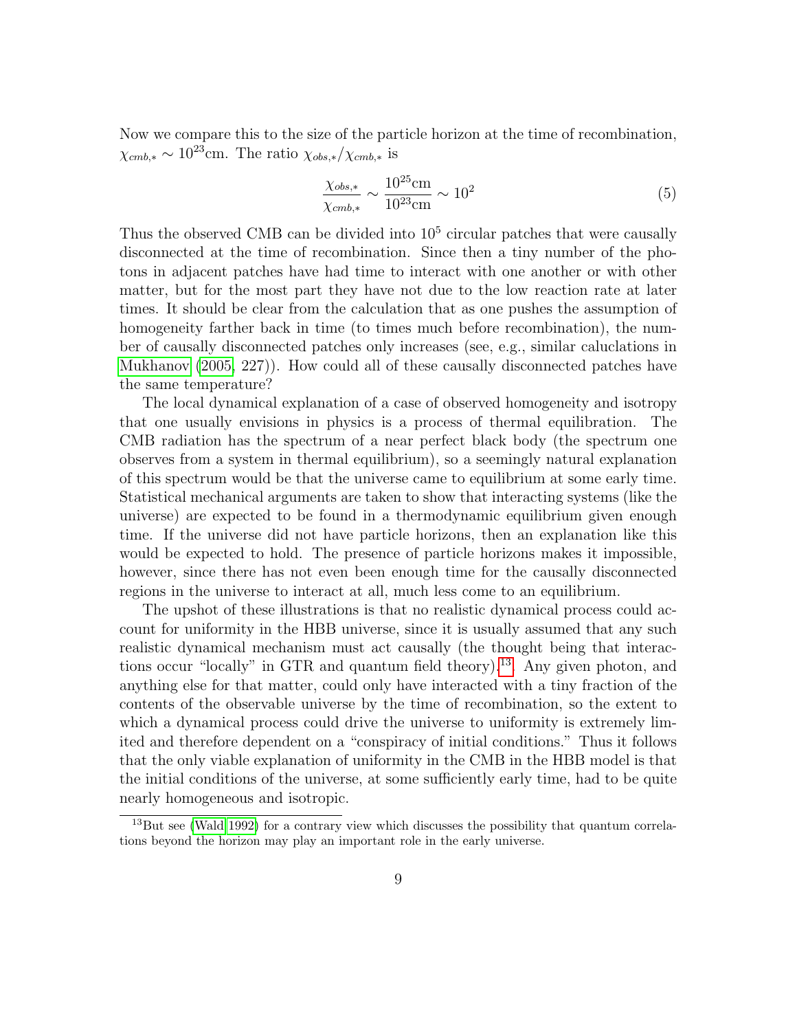Now we compare this to the size of the particle horizon at the time of recombination, $\chi_{cmb,*} \sim 10^{23}$cm. The ratio $\chi_{obs,*}/\chi_{cmb,*}$ is

$$\frac{\chi_{obs,*}}{\chi_{cmb,*}} \sim \frac{10^{25}\text{cm}}{10^{23}\text{cm}} \sim 10^2 \tag{5}$$

Thus the observed CMB can be divided into $10^5$ circular patches that were causally disconnected at the time of recombination. Since then a tiny number of the photons in adjacent patches have had time to interact with one another or with other matter, but for the most part they have not due to the low reaction rate at later times. It should be clear from the calculation that as one pushes the assumption of homogeneity farther back in time (to times much before recombination), the number of causally disconnected patches only increases (see, e.g., similar caluclations in Mukhanov (2005, 227)). How could all of these causally disconnected patches have the same temperature?

The local dynamical explanation of a case of observed homogeneity and isotropy that one usually envisions in physics is a process of thermal equilibration. The CMB radiation has the spectrum of a near perfect black body (the spectrum one observes from a system in thermal equilibrium), so a seemingly natural explanation of this spectrum would be that the universe came to equilibrium at some early time. Statistical mechanical arguments are taken to show that interacting systems (like the universe) are expected to be found in a thermodynamic equilibrium given enough time. If the universe did not have particle horizons, then an explanation like this would be expected to hold. The presence of particle horizons makes it impossible, however, since there has not even been enough time for the causally disconnected regions in the universe to interact at all, much less come to an equilibrium.

The upshot of these illustrations is that no realistic dynamical process could account for uniformity in the HBB universe, since it is usually assumed that any such realistic dynamical mechanism must act causally (the thought being that interactions occur "locally" in GTR and quantum field theory).[13]. Any given photon, and anything else for that matter, could only have interacted with a tiny fraction of the contents of the observable universe by the time of recombination, so the extent to which a dynamical process could drive the universe to uniformity is extremely limited and therefore dependent on a "conspiracy of initial conditions." Thus it follows that the only viable explanation of uniformity in the CMB in the HBB model is that the initial conditions of the universe, at some sufficiently early time, had to be quite nearly homogeneous and isotropic.

[13]But see (Wald 1992) for a contrary view which discusses the possibility that quantum correlations beyond the horizon may play an important role in the early universe.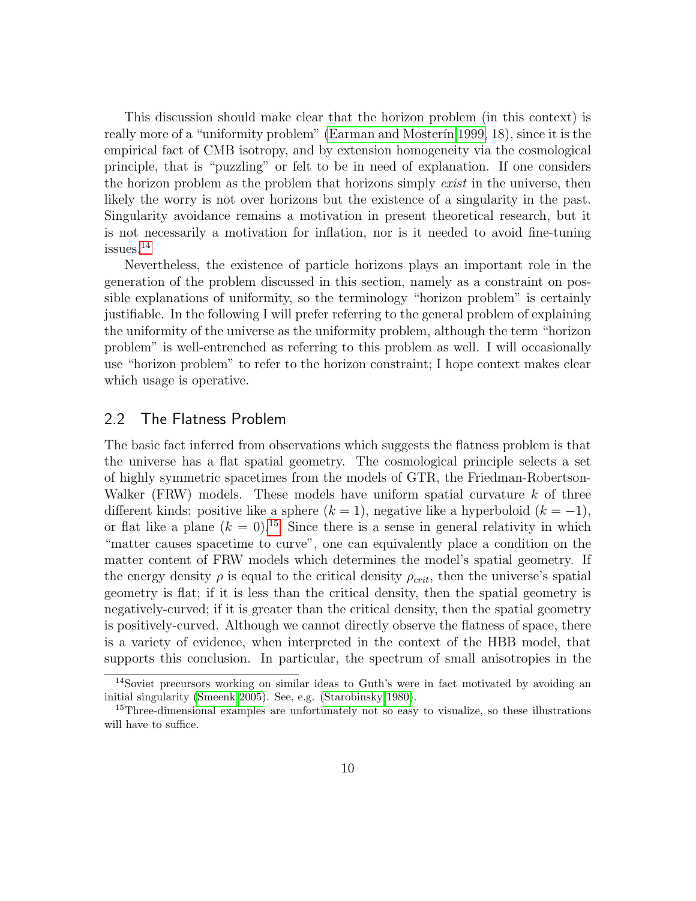This discussion should make clear that the horizon problem (in this context) is really more of a "uniformity problem" (Earman and Mosterín 1999, 18), since it is the empirical fact of CMB isotropy, and by extension homogeneity via the cosmological principle, that is "puzzling" or felt to be in need of explanation. If one considers the horizon problem as the problem that horizons simply *exist* in the universe, then likely the worry is not over horizons but the existence of a singularity in the past. Singularity avoidance remains a motivation in present theoretical research, but it is not necessarily a motivation for inflation, nor is it needed to avoid fine-tuning issues.[14]

Nevertheless, the existence of particle horizons plays an important role in the generation of the problem discussed in this section, namely as a constraint on possible explanations of uniformity, so the terminology "horizon problem" is certainly justifiable. In the following I will prefer referring to the general problem of explaining the uniformity of the universe as the uniformity problem, although the term "horizon problem" is well-entrenched as referring to this problem as well. I will occasionally use "horizon problem" to refer to the horizon constraint; I hope context makes clear which usage is operative.

## 2.2 The Flatness Problem

The basic fact inferred from observations which suggests the flatness problem is that the universe has a flat spatial geometry. The cosmological principle selects a set of highly symmetric spacetimes from the models of GTR, the Friedman-Robertson-Walker (FRW) models. These models have uniform spatial curvature $k$ of three different kinds: positive like a sphere ($k = 1$), negative like a hyperboloid ($k = -1$), or flat like a plane ($k = 0$).[15] Since there is a sense in general relativity in which "matter causes spacetime to curve", one can equivalently place a condition on the matter content of FRW models which determines the model's spatial geometry. If the energy density $\rho$ is equal to the critical density $\rho_{crit}$, then the universe's spatial geometry is flat; if it is less than the critical density, then the spatial geometry is negatively-curved; if it is greater than the critical density, then the spatial geometry is positively-curved. Although we cannot directly observe the flatness of space, there is a variety of evidence, when interpreted in the context of the HBB model, that supports this conclusion. In particular, the spectrum of small anisotropies in the

[14] Soviet precursors working on similar ideas to Guth's were in fact motivated by avoiding an initial singularity (Smeenk 2005). See, e.g. (Starobinsky 1980).

[15] Three-dimensional examples are unfortunately not so easy to visualize, so these illustrations will have to suffice.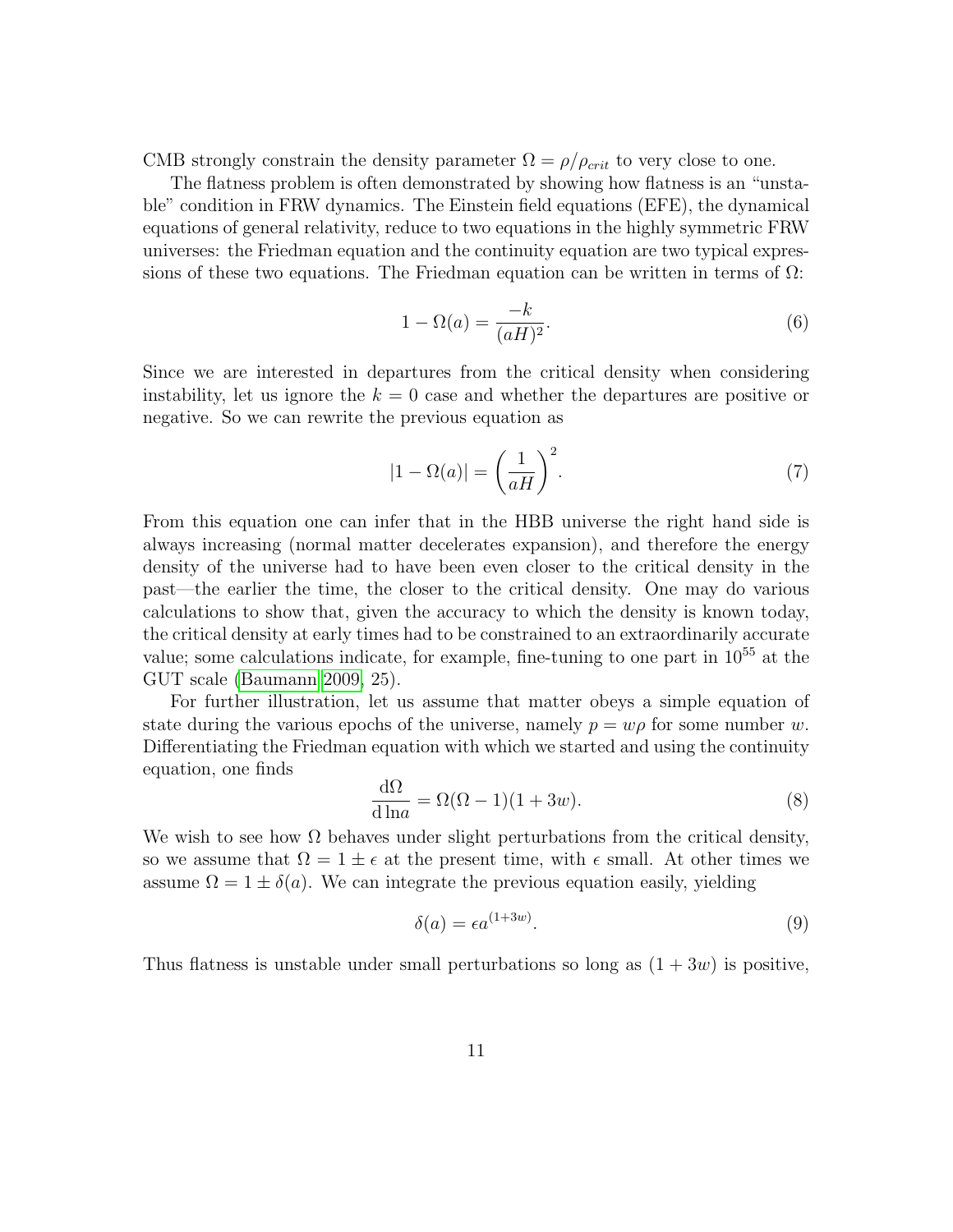CMB strongly constrain the density parameter $\Omega = \rho/\rho_{crit}$ to very close to one.

The flatness problem is often demonstrated by showing how flatness is an "unstable" condition in FRW dynamics. The Einstein field equations (EFE), the dynamical equations of general relativity, reduce to two equations in the highly symmetric FRW universes: the Friedman equation and the continuity equation are two typical expressions of these two equations. The Friedman equation can be written in terms of $\Omega$:

$$1 - \Omega(a) = \frac{-k}{(aH)^2}. \tag{6}$$

Since we are interested in departures from the critical density when considering instability, let us ignore the $k = 0$ case and whether the departures are positive or negative. So we can rewrite the previous equation as

$$|1 - \Omega(a)| = \left(\frac{1}{aH}\right)^2. \tag{7}$$

From this equation one can infer that in the HBB universe the right hand side is always increasing (normal matter decelerates expansion), and therefore the energy density of the universe had to have been even closer to the critical density in the past—the earlier the time, the closer to the critical density. One may do various calculations to show that, given the accuracy to which the density is known today, the critical density at early times had to be constrained to an extraordinarily accurate value; some calculations indicate, for example, fine-tuning to one part in $10^{55}$ at the GUT scale (Baumann 2009, 25).

For further illustration, let us assume that matter obeys a simple equation of state during the various epochs of the universe, namely $p = w\rho$ for some number $w$. Differentiating the Friedman equation with which we started and using the continuity equation, one finds

$$\frac{\mathrm{d}\Omega}{\mathrm{d}\ln a} = \Omega(\Omega - 1)(1 + 3w). \tag{8}$$

We wish to see how $\Omega$ behaves under slight perturbations from the critical density, so we assume that $\Omega = 1 \pm \epsilon$ at the present time, with $\epsilon$ small. At other times we assume $\Omega = 1 \pm \delta(a)$. We can integrate the previous equation easily, yielding

$$\delta(a) = \epsilon a^{(1+3w)}. \tag{9}$$

Thus flatness is unstable under small perturbations so long as $(1 + 3w)$ is positive,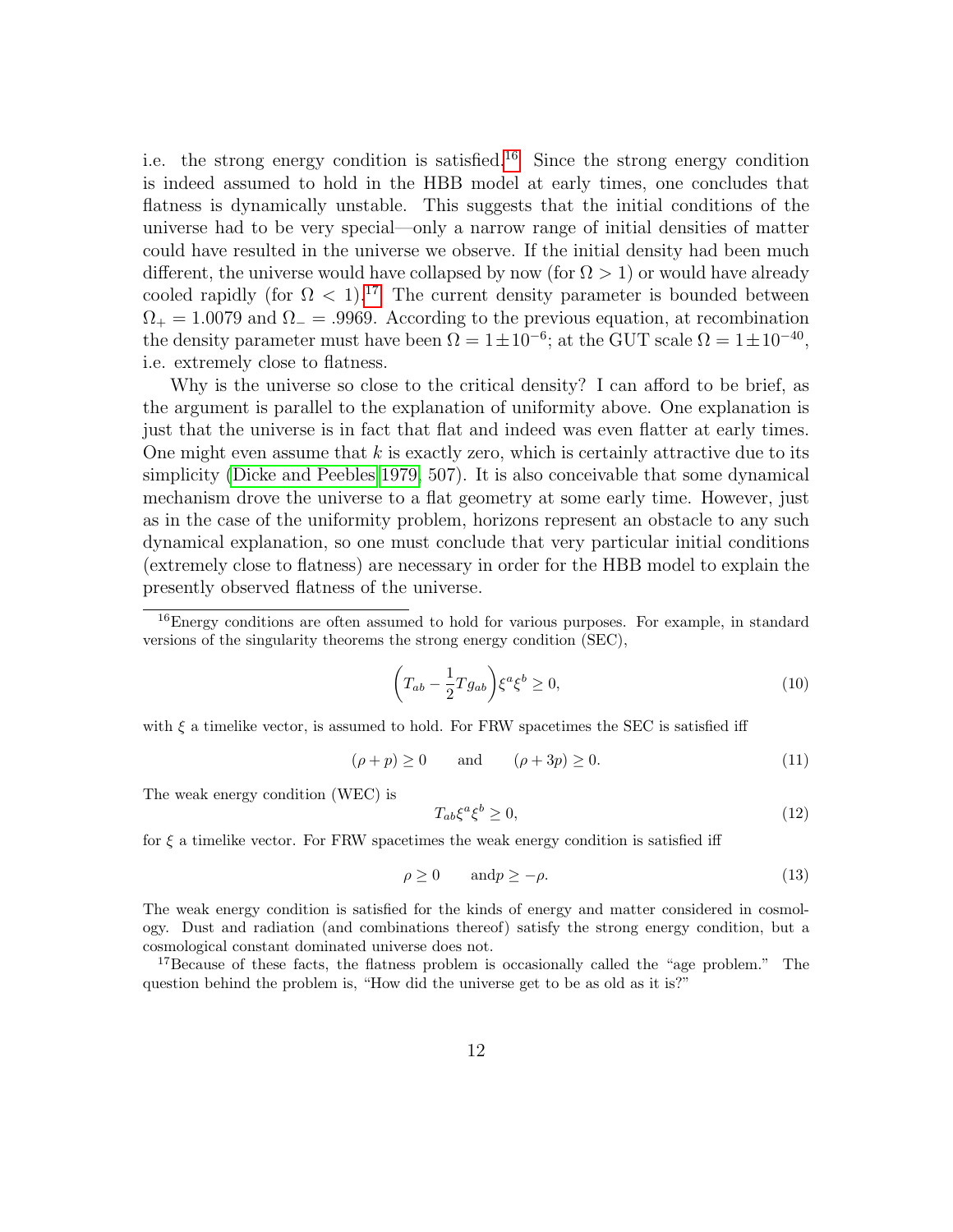i.e. the strong energy condition is satisfied.[16] Since the strong energy condition is indeed assumed to hold in the HBB model at early times, one concludes that flatness is dynamically unstable. This suggests that the initial conditions of the universe had to be very special—only a narrow range of initial densities of matter could have resulted in the universe we observe. If the initial density had been much different, the universe would have collapsed by now (for $\Omega > 1$) or would have already cooled rapidly (for $\Omega < 1$).[17] The current density parameter is bounded between $\Omega_+ = 1.0079$ and $\Omega_- = .9969$. According to the previous equation, at recombination the density parameter must have been $\Omega = 1 \pm 10^{-6}$; at the GUT scale $\Omega = 1 \pm 10^{-40}$, i.e. extremely close to flatness.

Why is the universe so close to the critical density? I can afford to be brief, as the argument is parallel to the explanation of uniformity above. One explanation is just that the universe is in fact that flat and indeed was even flatter at early times. One might even assume that $k$ is exactly zero, which is certainly attractive due to its simplicity (Dicke and Peebles 1979, 507). It is also conceivable that some dynamical mechanism drove the universe to a flat geometry at some early time. However, just as in the case of the uniformity problem, horizons represent an obstacle to any such dynamical explanation, so one must conclude that very particular initial conditions (extremely close to flatness) are necessary in order for the HBB model to explain the presently observed flatness of the universe.

---

[16] Energy conditions are often assumed to hold for various purposes. For example, in standard versions of the singularity theorems the strong energy condition (SEC),

$$\left(T_{ab} - \frac{1}{2} T g_{ab}\right) \xi^a \xi^b \geq 0, \tag{10}$$

with $\xi$ a timelike vector, is assumed to hold. For FRW spacetimes the SEC is satisfied iff

$$(\rho + p) \geq 0 \qquad \text{and} \qquad (\rho + 3p) \geq 0. \tag{11}$$

The weak energy condition (WEC) is

$$T_{ab} \xi^a \xi^b \geq 0, \tag{12}$$

for $\xi$ a timelike vector. For FRW spacetimes the weak energy condition is satisfied iff

$$\rho \geq 0 \qquad \text{and} p \geq -\rho. \tag{13}$$

The weak energy condition is satisfied for the kinds of energy and matter considered in cosmology. Dust and radiation (and combinations thereof) satisfy the strong energy condition, but a cosmological constant dominated universe does not.

[17] Because of these facts, the flatness problem is occasionally called the "age problem." The question behind the problem is, "How did the universe get to be as old as it is?"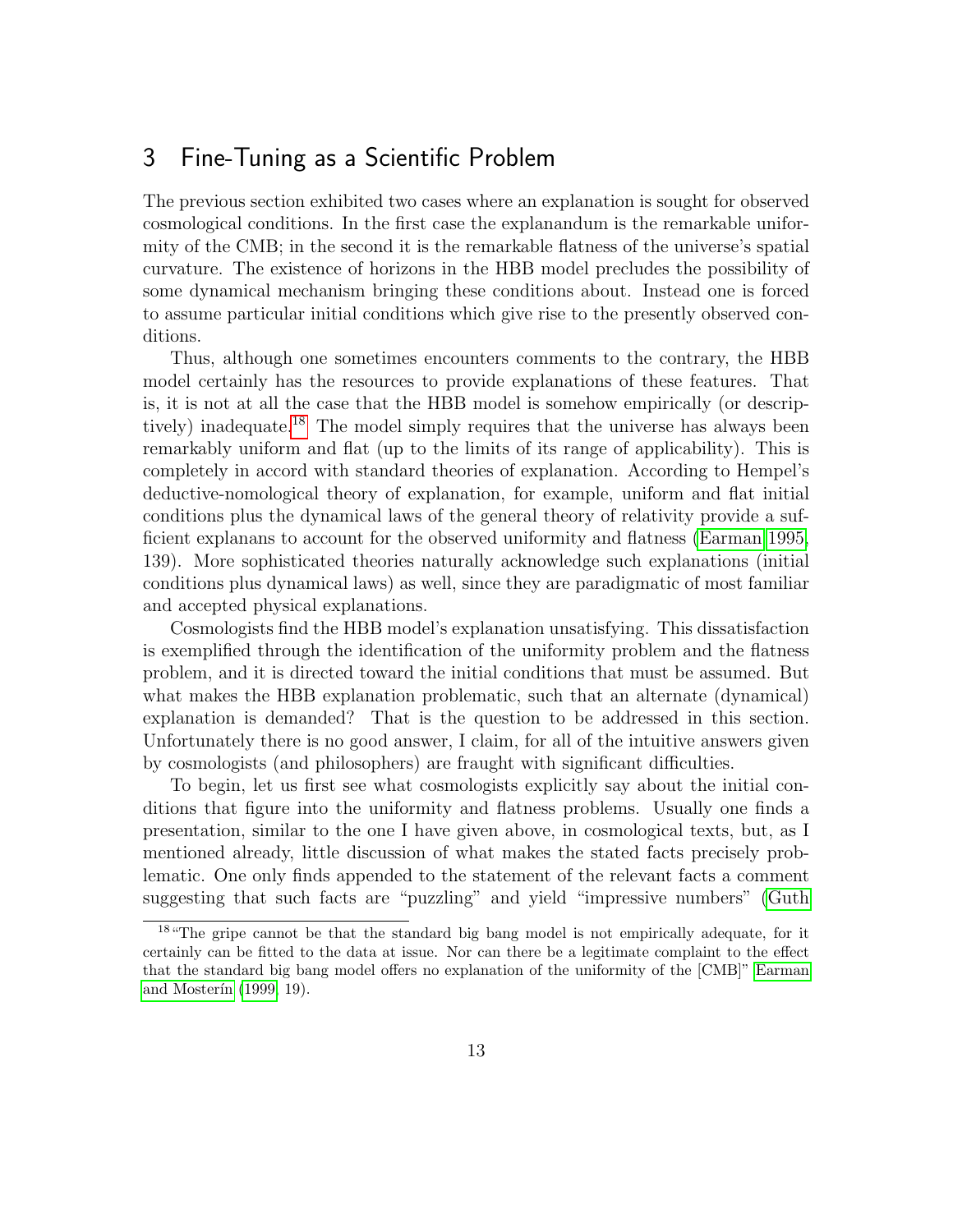## 3 Fine-Tuning as a Scientific Problem

The previous section exhibited two cases where an explanation is sought for observed cosmological conditions. In the first case the explanandum is the remarkable uniformity of the CMB; in the second it is the remarkable flatness of the universe's spatial curvature. The existence of horizons in the HBB model precludes the possibility of some dynamical mechanism bringing these conditions about. Instead one is forced to assume particular initial conditions which give rise to the presently observed conditions.

Thus, although one sometimes encounters comments to the contrary, the HBB model certainly has the resources to provide explanations of these features. That is, it is not at all the case that the HBB model is somehow empirically (or descriptively) inadequate.[18] The model simply requires that the universe has always been remarkably uniform and flat (up to the limits of its range of applicability). This is completely in accord with standard theories of explanation. According to Hempel's deductive-nomological theory of explanation, for example, uniform and flat initial conditions plus the dynamical laws of the general theory of relativity provide a sufficient explanans to account for the observed uniformity and flatness (Earman 1995, 139). More sophisticated theories naturally acknowledge such explanations (initial conditions plus dynamical laws) as well, since they are paradigmatic of most familiar and accepted physical explanations.

Cosmologists find the HBB model's explanation unsatisfying. This dissatisfaction is exemplified through the identification of the uniformity problem and the flatness problem, and it is directed toward the initial conditions that must be assumed. But what makes the HBB explanation problematic, such that an alternate (dynamical) explanation is demanded? That is the question to be addressed in this section. Unfortunately there is no good answer, I claim, for all of the intuitive answers given by cosmologists (and philosophers) are fraught with significant difficulties.

To begin, let us first see what cosmologists explicitly say about the initial conditions that figure into the uniformity and flatness problems. Usually one finds a presentation, similar to the one I have given above, in cosmological texts, but, as I mentioned already, little discussion of what makes the stated facts precisely problematic. One only finds appended to the statement of the relevant facts a comment suggesting that such facts are "puzzling" and yield "impressive numbers" (Guth

[18] "The gripe cannot be that the standard big bang model is not empirically adequate, for it certainly can be fitted to the data at issue. Nor can there be a legitimate complaint to the effect that the standard big bang model offers no explanation of the uniformity of the [CMB]" Earman and Mosterín (1999, 19).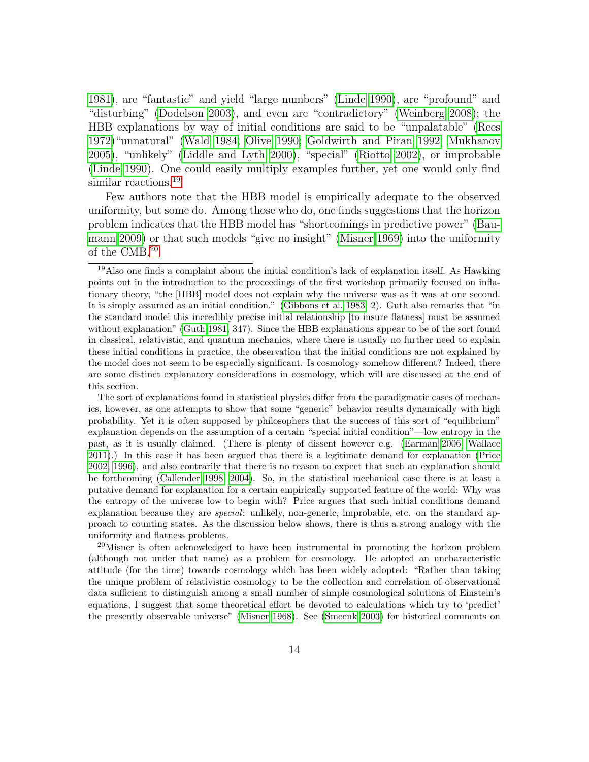1981), are "fantastic" and yield "large numbers" (Linde 1990), are "profound" and "disturbing" (Dodelson 2003), and even are "contradictory" (Weinberg 2008); the HBB explanations by way of initial conditions are said to be "unpalatable" (Rees 1972)"unnatural" (Wald 1984; Olive 1990; Goldwirth and Piran 1992; Mukhanov 2005), "unlikely" (Liddle and Lyth 2000), "special" (Riotto 2002), or improbable (Linde 1990). One could easily multiply examples further, yet one would only find similar reactions.[19]

Few authors note that the HBB model is empirically adequate to the observed uniformity, but some do. Among those who do, one finds suggestions that the horizon problem indicates that the HBB model has "shortcomings in predictive power" (Baumann 2009) or that such models "give no insight" (Misner 1969) into the uniformity of the CMB.[20]

[19] Also one finds a complaint about the initial condition's lack of explanation itself. As Hawking points out in the introduction to the proceedings of the first workshop primarily focused on inflationary theory, "the [HBB] model does not explain why the universe was as it was at one second. It is simply assumed as an initial condition." (Gibbons et al. 1983, 2). Guth also remarks that "in the standard model this incredibly precise initial relationship [to insure flatness] must be assumed without explanation" (Guth 1981, 347). Since the HBB explanations appear to be of the sort found in classical, relativistic, and quantum mechanics, where there is usually no further need to explain these initial conditions in practice, the observation that the initial conditions are not explained by the model does not seem to be especially significant. Is cosmology somehow different? Indeed, there are some distinct explanatory considerations in cosmology, which will are discussed at the end of this section.

The sort of explanations found in statistical physics differ from the paradigmatic cases of mechanics, however, as one attempts to show that some "generic" behavior results dynamically with high probability. Yet it is often supposed by philosophers that the success of this sort of "equilibrium" explanation depends on the assumption of a certain "special initial condition"—low entropy in the past, as it is usually claimed. (There is plenty of dissent however e.g. (Earman 2006; Wallace 2011).) In this case it has been argued that there is a legitimate demand for explanation (Price 2002, 1996), and also contrarily that there is no reason to expect that such an explanation should be forthcoming (Callender 1998, 2004). So, in the statistical mechanical case there is at least a putative demand for explanation for a certain empirically supported feature of the world: Why was the entropy of the universe low to begin with? Price argues that such initial conditions demand explanation because they are *special*: unlikely, non-generic, improbable, etc. on the standard approach to counting states. As the discussion below shows, there is thus a strong analogy with the uniformity and flatness problems.

[20] Misner is often acknowledged to have been instrumental in promoting the horizon problem (although not under that name) as a problem for cosmology. He adopted an uncharacteristic attitude (for the time) towards cosmology which has been widely adopted: "Rather than taking the unique problem of relativistic cosmology to be the collection and correlation of observational data sufficient to distinguish among a small number of simple cosmological solutions of Einstein's equations, I suggest that some theoretical effort be devoted to calculations which try to 'predict' the presently observable universe" (Misner 1968). See (Smeenk 2003) for historical comments on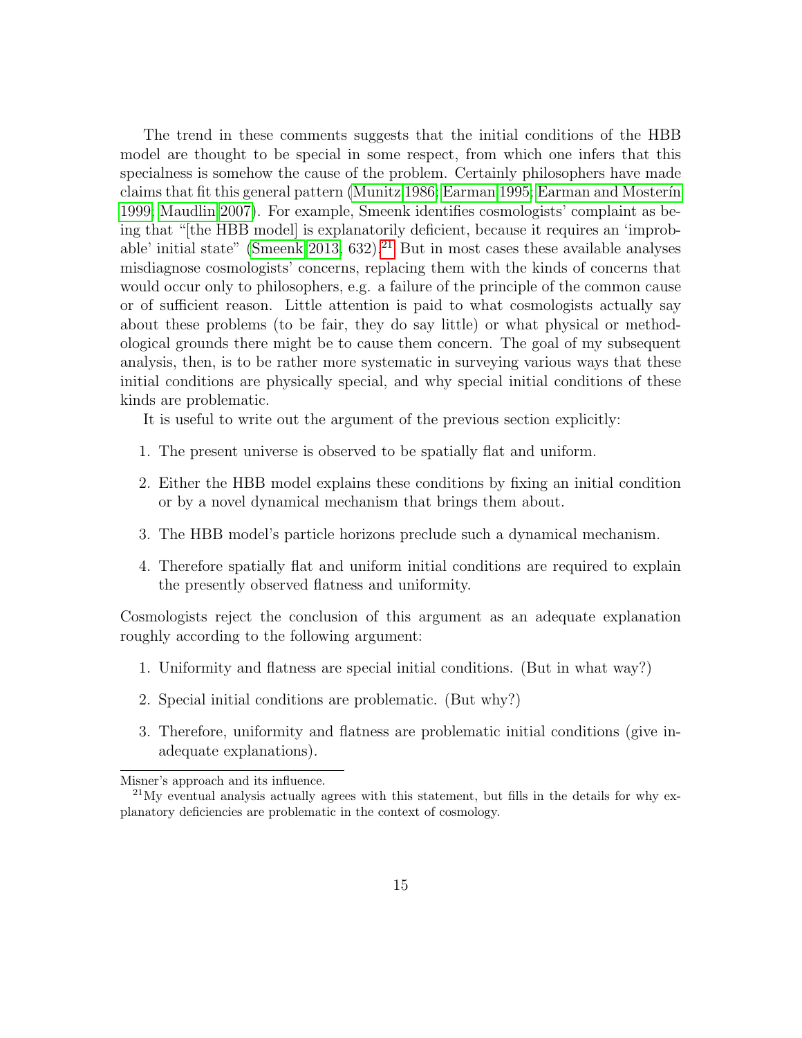The trend in these comments suggests that the initial conditions of the HBB model are thought to be special in some respect, from which one infers that this specialness is somehow the cause of the problem. Certainly philosophers have made claims that fit this general pattern (Munitz 1986; Earman 1995; Earman and Mosterín 1999; Maudlin 2007). For example, Smeenk identifies cosmologists' complaint as being that "[the HBB model] is explanatorily deficient, because it requires an 'improbable' initial state" (Smeenk 2013, 632).[21] But in most cases these available analyses misdiagnose cosmologists' concerns, replacing them with the kinds of concerns that would occur only to philosophers, e.g. a failure of the principle of the common cause or of sufficient reason. Little attention is paid to what cosmologists actually say about these problems (to be fair, they do say little) or what physical or methodological grounds there might be to cause them concern. The goal of my subsequent analysis, then, is to be rather more systematic in surveying various ways that these initial conditions are physically special, and why special initial conditions of these kinds are problematic.

It is useful to write out the argument of the previous section explicitly:

1. The present universe is observed to be spatially flat and uniform.
2. Either the HBB model explains these conditions by fixing an initial condition or by a novel dynamical mechanism that brings them about.
3. The HBB model's particle horizons preclude such a dynamical mechanism.
4. Therefore spatially flat and uniform initial conditions are required to explain the presently observed flatness and uniformity.

Cosmologists reject the conclusion of this argument as an adequate explanation roughly according to the following argument:

1. Uniformity and flatness are special initial conditions. (But in what way?)
2. Special initial conditions are problematic. (But why?)
3. Therefore, uniformity and flatness are problematic initial conditions (give inadequate explanations).

---

Misner's approach and its influence.

[21] My eventual analysis actually agrees with this statement, but fills in the details for why explanatory deficiencies are problematic in the context of cosmology.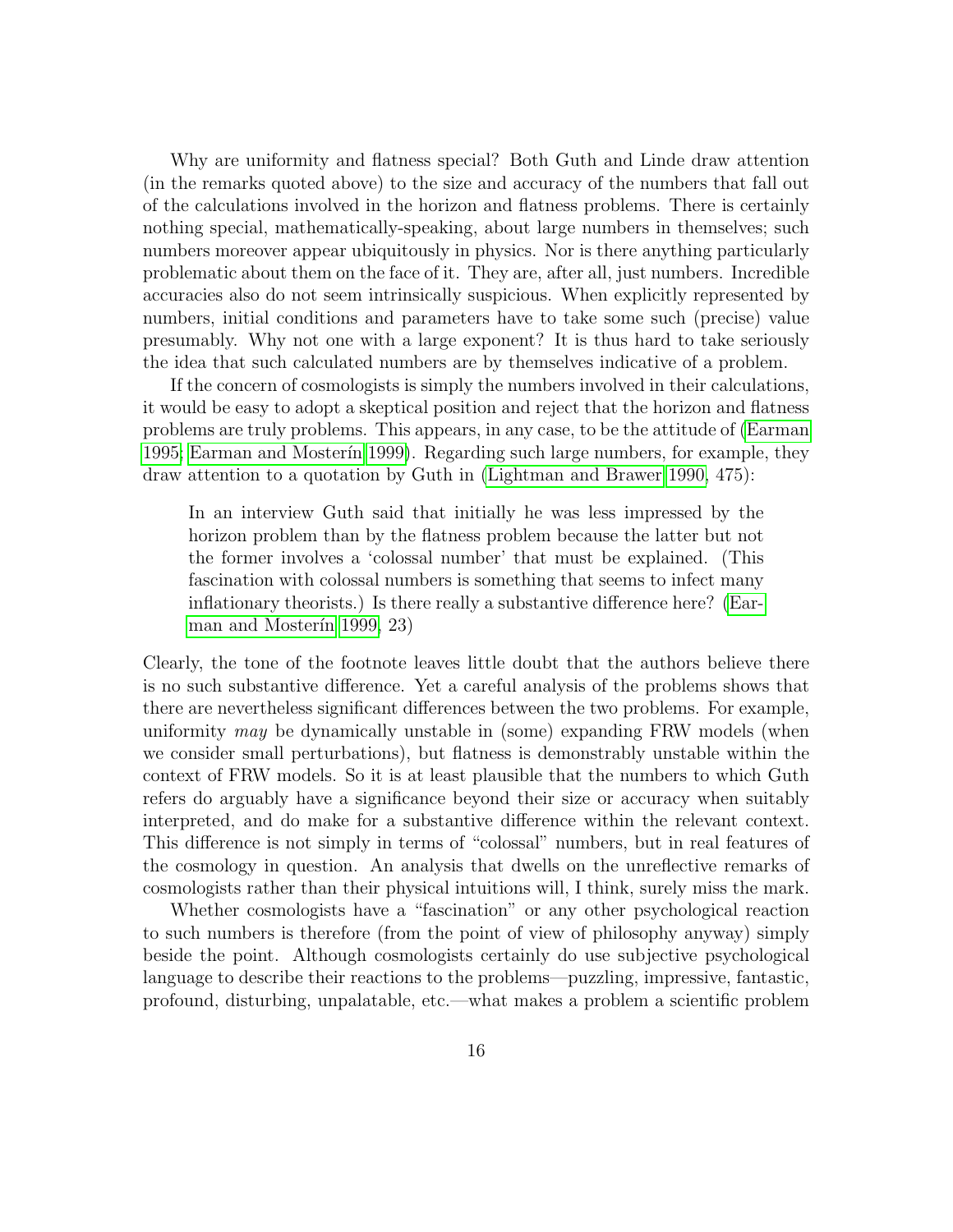Why are uniformity and flatness special? Both Guth and Linde draw attention (in the remarks quoted above) to the size and accuracy of the numbers that fall out of the calculations involved in the horizon and flatness problems. There is certainly nothing special, mathematically-speaking, about large numbers in themselves; such numbers moreover appear ubiquitously in physics. Nor is there anything particularly problematic about them on the face of it. They are, after all, just numbers. Incredible accuracies also do not seem intrinsically suspicious. When explicitly represented by numbers, initial conditions and parameters have to take some such (precise) value presumably. Why not one with a large exponent? It is thus hard to take seriously the idea that such calculated numbers are by themselves indicative of a problem.

If the concern of cosmologists is simply the numbers involved in their calculations, it would be easy to adopt a skeptical position and reject that the horizon and flatness problems are truly problems. This appears, in any case, to be the attitude of (Earman 1995; Earman and Mosterín 1999). Regarding such large numbers, for example, they draw attention to a quotation by Guth in (Lightman and Brawer 1990, 475):

> In an interview Guth said that initially he was less impressed by the horizon problem than by the flatness problem because the latter but not the former involves a 'colossal number' that must be explained. (This fascination with colossal numbers is something that seems to infect many inflationary theorists.) Is there really a substantive difference here? (Earman and Mosterín 1999, 23)

Clearly, the tone of the footnote leaves little doubt that the authors believe there is no such substantive difference. Yet a careful analysis of the problems shows that there are nevertheless significant differences between the two problems. For example, uniformity *may* be dynamically unstable in (some) expanding FRW models (when we consider small perturbations), but flatness is demonstrably unstable within the context of FRW models. So it is at least plausible that the numbers to which Guth refers do arguably have a significance beyond their size or accuracy when suitably interpreted, and do make for a substantive difference within the relevant context. This difference is not simply in terms of "colossal" numbers, but in real features of the cosmology in question. An analysis that dwells on the unreflective remarks of cosmologists rather than their physical intuitions will, I think, surely miss the mark.

Whether cosmologists have a "fascination" or any other psychological reaction to such numbers is therefore (from the point of view of philosophy anyway) simply beside the point. Although cosmologists certainly do use subjective psychological language to describe their reactions to the problems—puzzling, impressive, fantastic, profound, disturbing, unpalatable, etc.—what makes a problem a scientific problem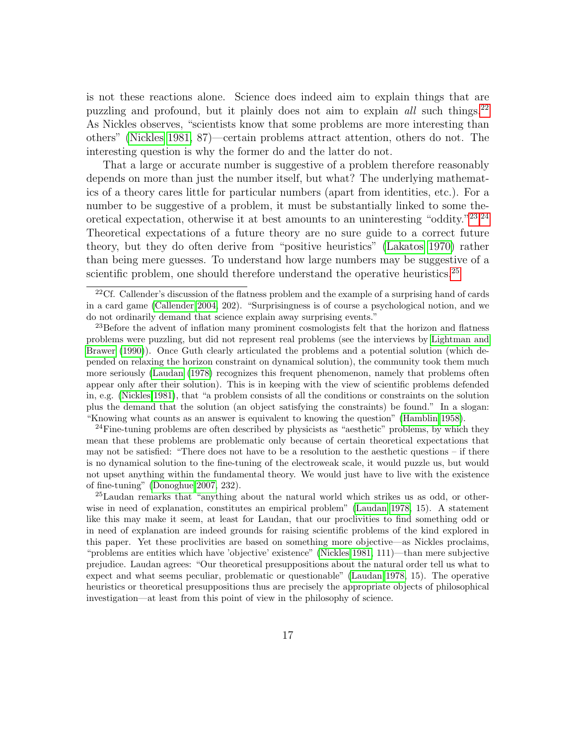is not these reactions alone. Science does indeed aim to explain things that are puzzling and profound, but it plainly does not aim to explain *all* such things.[22] As Nickles observes, "scientists know that some problems are more interesting than others" (Nickles 1981, 87)—certain problems attract attention, others do not. The interesting question is why the former do and the latter do not.

That a large or accurate number is suggestive of a problem therefore reasonably depends on more than just the number itself, but what? The underlying mathematics of a theory cares little for particular numbers (apart from identities, etc.). For a number to be suggestive of a problem, it must be substantially linked to some theoretical expectation, otherwise it at best amounts to an uninteresting "oddity."[23,24] Theoretical expectations of a future theory are no sure guide to a correct future theory, but they do often derive from "positive heuristics" (Lakatos 1970) rather than being mere guesses. To understand how large numbers may be suggestive of a scientific problem, one should therefore understand the operative heuristics.[25]

---

[22] Cf. Callender's discussion of the flatness problem and the example of a surprising hand of cards in a card game (Callender 2004, 202). "Surprisingness is of course a psychological notion, and we do not ordinarily demand that science explain away surprising events."

[23] Before the advent of inflation many prominent cosmologists felt that the horizon and flatness problems were puzzling, but did not represent real problems (see the interviews by Lightman and Brawer (1990)). Once Guth clearly articulated the problems and a potential solution (which depended on relaxing the horizon constraint on dynamical solution), the community took them much more seriously (Laudan (1978) recognizes this frequent phenomenon, namely that problems often appear only after their solution). This is in keeping with the view of scientific problems defended in, e.g. (Nickles 1981), that "a problem consists of all the conditions or constraints on the solution plus the demand that the solution (an object satisfying the constraints) be found." In a slogan: "Knowing what counts as an answer is equivalent to knowing the question" (Hamblin 1958).

[24] Fine-tuning problems are often described by physicists as "aesthetic" problems, by which they mean that these problems are problematic only because of certain theoretical expectations that may not be satisfied: "There does not have to be a resolution to the aesthetic questions – if there is no dynamical solution to the fine-tuning of the electroweak scale, it would puzzle us, but would not upset anything within the fundamental theory. We would just have to live with the existence of fine-tuning" (Donoghue 2007, 232).

[25] Laudan remarks that "anything about the natural world which strikes us as odd, or otherwise in need of explanation, constitutes an empirical problem" (Laudan 1978, 15). A statement like this may make it seem, at least for Laudan, that our proclivities to find something odd or in need of explanation are indeed grounds for raising scientific problems of the kind explored in this paper. Yet these proclivities are based on something more objective—as Nickles proclaims, "problems are entities which have 'objective' existence" (Nickles 1981, 111)—than mere subjective prejudice. Laudan agrees: "Our theoretical presuppositions about the natural order tell us what to expect and what seems peculiar, problematic or questionable" (Laudan 1978, 15). The operative heuristics or theoretical presuppositions thus are precisely the appropriate objects of philosophical investigation—at least from this point of view in the philosophy of science.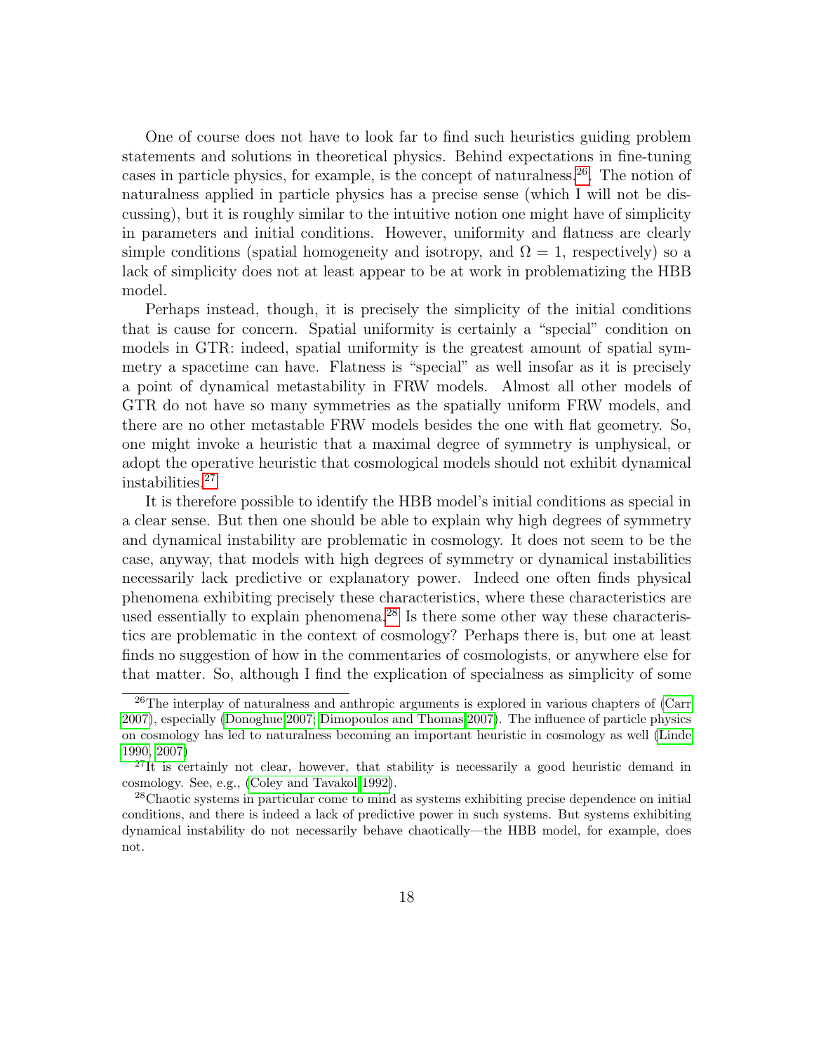One of course does not have to look far to find such heuristics guiding problem statements and solutions in theoretical physics. Behind expectations in fine-tuning cases in particle physics, for example, is the concept of naturalness.[26]. The notion of naturalness applied in particle physics has a precise sense (which I will not be discussing), but it is roughly similar to the intuitive notion one might have of simplicity in parameters and initial conditions. However, uniformity and flatness are clearly simple conditions (spatial homogeneity and isotropy, and $\Omega = 1$, respectively) so a lack of simplicity does not at least appear to be at work in problematizing the HBB model.

Perhaps instead, though, it is precisely the simplicity of the initial conditions that is cause for concern. Spatial uniformity is certainly a "special" condition on models in GTR: indeed, spatial uniformity is the greatest amount of spatial symmetry a spacetime can have. Flatness is "special" as well insofar as it is precisely a point of dynamical metastability in FRW models. Almost all other models of GTR do not have so many symmetries as the spatially uniform FRW models, and there are no other metastable FRW models besides the one with flat geometry. So, one might invoke a heuristic that a maximal degree of symmetry is unphysical, or adopt the operative heuristic that cosmological models should not exhibit dynamical instabilities.[27]

It is therefore possible to identify the HBB model's initial conditions as special in a clear sense. But then one should be able to explain why high degrees of symmetry and dynamical instability are problematic in cosmology. It does not seem to be the case, anyway, that models with high degrees of symmetry or dynamical instabilities necessarily lack predictive or explanatory power. Indeed one often finds physical phenomena exhibiting precisely these characteristics, where these characteristics are used essentially to explain phenomena.[28] Is there some other way these characteristics are problematic in the context of cosmology? Perhaps there is, but one at least finds no suggestion of how in the commentaries of cosmologists, or anywhere else for that matter. So, although I find the explication of specialness as simplicity of some

---

[26] The interplay of naturalness and anthropic arguments is explored in various chapters of (Carr 2007), especially (Donoghue 2007; Dimopoulos and Thomas 2007). The influence of particle physics on cosmology has led to naturalness becoming an important heuristic in cosmology as well (Linde 1990, 2007)

[27] It is certainly not clear, however, that stability is necessarily a good heuristic demand in cosmology. See, e.g., (Coley and Tavakol 1992).

[28] Chaotic systems in particular come to mind as systems exhibiting precise dependence on initial conditions, and there is indeed a lack of predictive power in such systems. But systems exhibiting dynamical instability do not necessarily behave chaotically—the HBB model, for example, does not.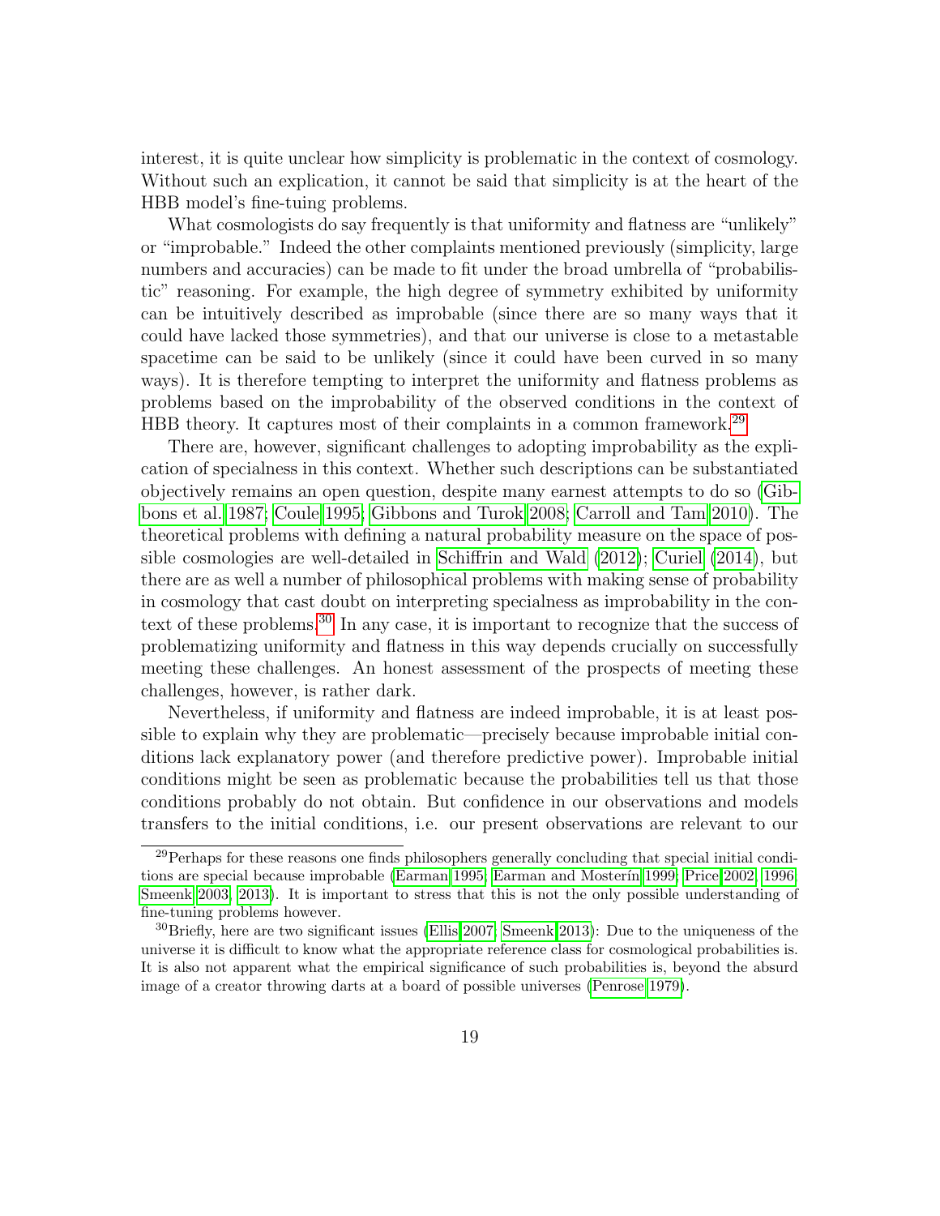interest, it is quite unclear how simplicity is problematic in the context of cosmology. Without such an explication, it cannot be said that simplicity is at the heart of the HBB model's fine-tuing problems.

What cosmologists do say frequently is that uniformity and flatness are "unlikely" or "improbable." Indeed the other complaints mentioned previously (simplicity, large numbers and accuracies) can be made to fit under the broad umbrella of "probabilistic" reasoning. For example, the high degree of symmetry exhibited by uniformity can be intuitively described as improbable (since there are so many ways that it could have lacked those symmetries), and that our universe is close to a metastable spacetime can be said to be unlikely (since it could have been curved in so many ways). It is therefore tempting to interpret the uniformity and flatness problems as problems based on the improbability of the observed conditions in the context of HBB theory. It captures most of their complaints in a common framework.[29]

There are, however, significant challenges to adopting improbability as the explication of specialness in this context. Whether such descriptions can be substantiated objectively remains an open question, despite many earnest attempts to do so (Gibbons et al. 1987; Coule 1995; Gibbons and Turok 2008; Carroll and Tam 2010). The theoretical problems with defining a natural probability measure on the space of possible cosmologies are well-detailed in Schiffrin and Wald (2012); Curiel (2014), but there are as well a number of philosophical problems with making sense of probability in cosmology that cast doubt on interpreting specialness as improbability in the context of these problems.[30] In any case, it is important to recognize that the success of problematizing uniformity and flatness in this way depends crucially on successfully meeting these challenges. An honest assessment of the prospects of meeting these challenges, however, is rather dark.

Nevertheless, if uniformity and flatness are indeed improbable, it is at least possible to explain why they are problematic—precisely because improbable initial conditions lack explanatory power (and therefore predictive power). Improbable initial conditions might be seen as problematic because the probabilities tell us that those conditions probably do not obtain. But confidence in our observations and models transfers to the initial conditions, i.e. our present observations are relevant to our

[29] Perhaps for these reasons one finds philosophers generally concluding that special initial conditions are special because improbable (Earman 1995; Earman and Mosterín 1999; Price 2002, 1996; Smeenk 2003, 2013). It is important to stress that this is not the only possible understanding of fine-tuning problems however.

[30] Briefly, here are two significant issues (Ellis 2007; Smeenk 2013): Due to the uniqueness of the universe it is difficult to know what the appropriate reference class for cosmological probabilities is. It is also not apparent what the empirical significance of such probabilities is, beyond the absurd image of a creator throwing darts at a board of possible universes (Penrose 1979).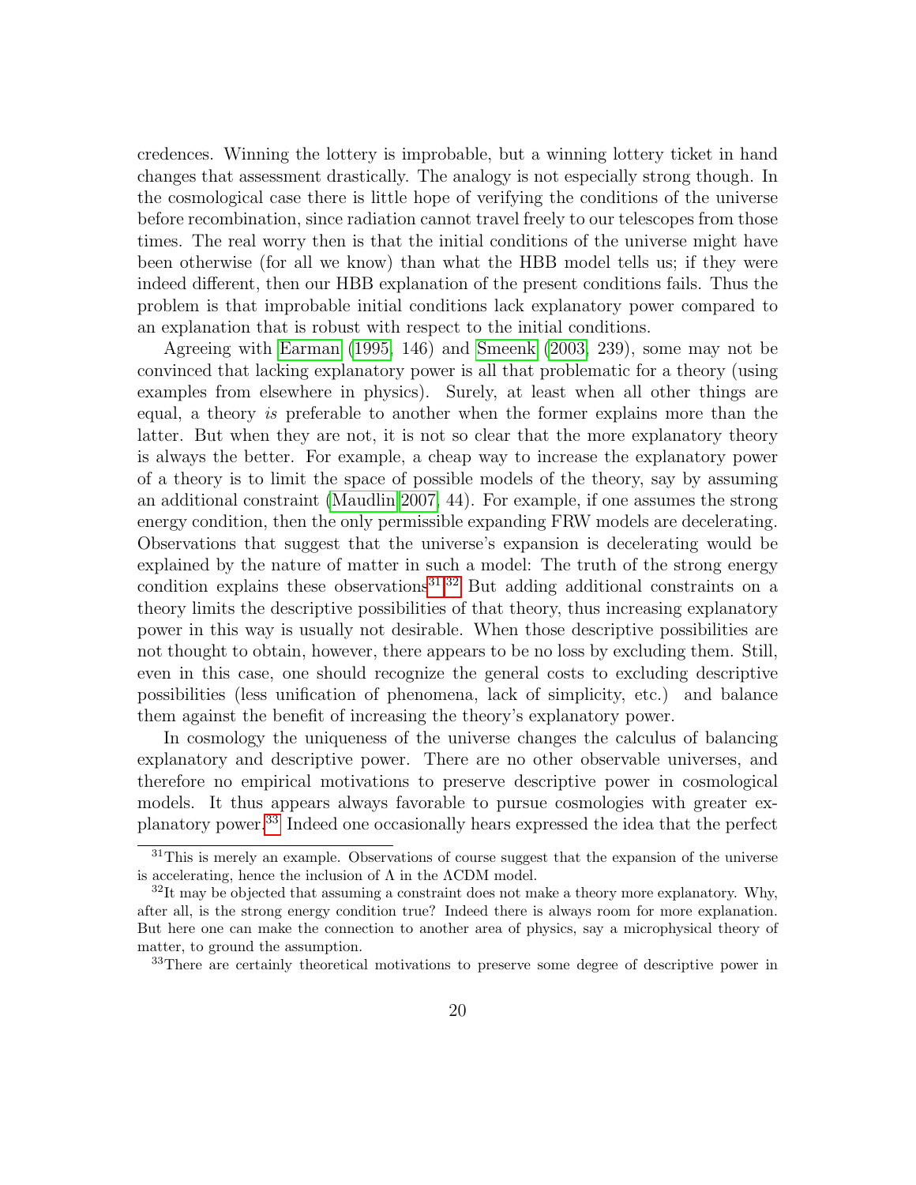credences. Winning the lottery is improbable, but a winning lottery ticket in hand changes that assessment drastically. The analogy is not especially strong though. In the cosmological case there is little hope of verifying the conditions of the universe before recombination, since radiation cannot travel freely to our telescopes from those times. The real worry then is that the initial conditions of the universe might have been otherwise (for all we know) than what the HBB model tells us; if they were indeed different, then our HBB explanation of the present conditions fails. Thus the problem is that improbable initial conditions lack explanatory power compared to an explanation that is robust with respect to the initial conditions.

Agreeing with Earman (1995, 146) and Smeenk (2003, 239), some may not be convinced that lacking explanatory power is all that problematic for a theory (using examples from elsewhere in physics). Surely, at least when all other things are equal, a theory *is* preferable to another when the former explains more than the latter. But when they are not, it is not so clear that the more explanatory theory is always the better. For example, a cheap way to increase the explanatory power of a theory is to limit the space of possible models of the theory, say by assuming an additional constraint (Maudlin 2007, 44). For example, if one assumes the strong energy condition, then the only permissible expanding FRW models are decelerating. Observations that suggest that the universe's expansion is decelerating would be explained by the nature of matter in such a model: The truth of the strong energy condition explains these observations.[31][32] But adding additional constraints on a theory limits the descriptive possibilities of that theory, thus increasing explanatory power in this way is usually not desirable. When those descriptive possibilities are not thought to obtain, however, there appears to be no loss by excluding them. Still, even in this case, one should recognize the general costs to excluding descriptive possibilities (less unification of phenomena, lack of simplicity, etc.) and balance them against the benefit of increasing the theory's explanatory power.

In cosmology the uniqueness of the universe changes the calculus of balancing explanatory and descriptive power. There are no other observable universes, and therefore no empirical motivations to preserve descriptive power in cosmological models. It thus appears always favorable to pursue cosmologies with greater explanatory power.[33] Indeed one occasionally hears expressed the idea that the perfect

---

[31] This is merely an example. Observations of course suggest that the expansion of the universe is accelerating, hence the inclusion of $\Lambda$ in the $\Lambda$CDM model.

[32] It may be objected that assuming a constraint does not make a theory more explanatory. Why, after all, is the strong energy condition true? Indeed there is always room for more explanation. But here one can make the connection to another area of physics, say a microphysical theory of matter, to ground the assumption.

[33] There are certainly theoretical motivations to preserve some degree of descriptive power in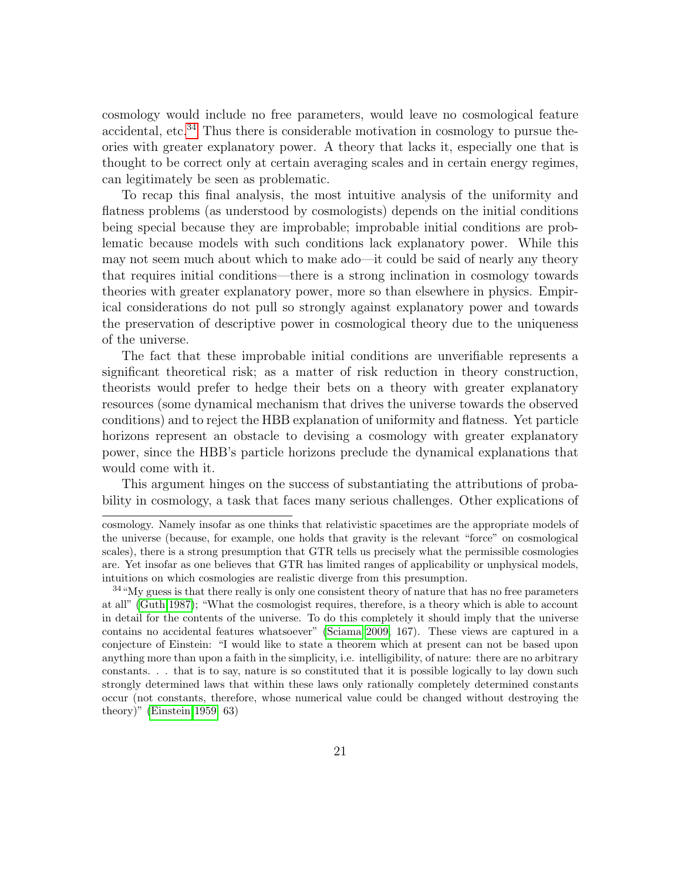cosmology would include no free parameters, would leave no cosmological feature accidental, etc.[34] Thus there is considerable motivation in cosmology to pursue theories with greater explanatory power. A theory that lacks it, especially one that is thought to be correct only at certain averaging scales and in certain energy regimes, can legitimately be seen as problematic.

To recap this final analysis, the most intuitive analysis of the uniformity and flatness problems (as understood by cosmologists) depends on the initial conditions being special because they are improbable; improbable initial conditions are problematic because models with such conditions lack explanatory power. While this may not seem much about which to make ado—it could be said of nearly any theory that requires initial conditions—there is a strong inclination in cosmology towards theories with greater explanatory power, more so than elsewhere in physics. Empirical considerations do not pull so strongly against explanatory power and towards the preservation of descriptive power in cosmological theory due to the uniqueness of the universe.

The fact that these improbable initial conditions are unverifiable represents a significant theoretical risk; as a matter of risk reduction in theory construction, theorists would prefer to hedge their bets on a theory with greater explanatory resources (some dynamical mechanism that drives the universe towards the observed conditions) and to reject the HBB explanation of uniformity and flatness. Yet particle horizons represent an obstacle to devising a cosmology with greater explanatory power, since the HBB's particle horizons preclude the dynamical explanations that would come with it.

This argument hinges on the success of substantiating the attributions of probability in cosmology, a task that faces many serious challenges. Other explications of

---

cosmology. Namely insofar as one thinks that relativistic spacetimes are the appropriate models of the universe (because, for example, one holds that gravity is the relevant "force" on cosmological scales), there is a strong presumption that GTR tells us precisely what the permissible cosmologies are. Yet insofar as one believes that GTR has limited ranges of applicability or unphysical models, intuitions on which cosmologies are realistic diverge from this presumption.

[34] "My guess is that there really is only one consistent theory of nature that has no free parameters at all" (Guth 1987); "What the cosmologist requires, therefore, is a theory which is able to account in detail for the contents of the universe. To do this completely it should imply that the universe contains no accidental features whatsoever" (Sciama 2009, 167). These views are captured in a conjecture of Einstein: "I would like to state a theorem which at present can not be based upon anything more than upon a faith in the simplicity, i.e. intelligibility, of nature: there are no arbitrary constants. . . that is to say, nature is so constituted that it is possible logically to lay down such strongly determined laws that within these laws only rationally completely determined constants occur (not constants, therefore, whose numerical value could be changed without destroying the theory)" (Einstein 1959, 63)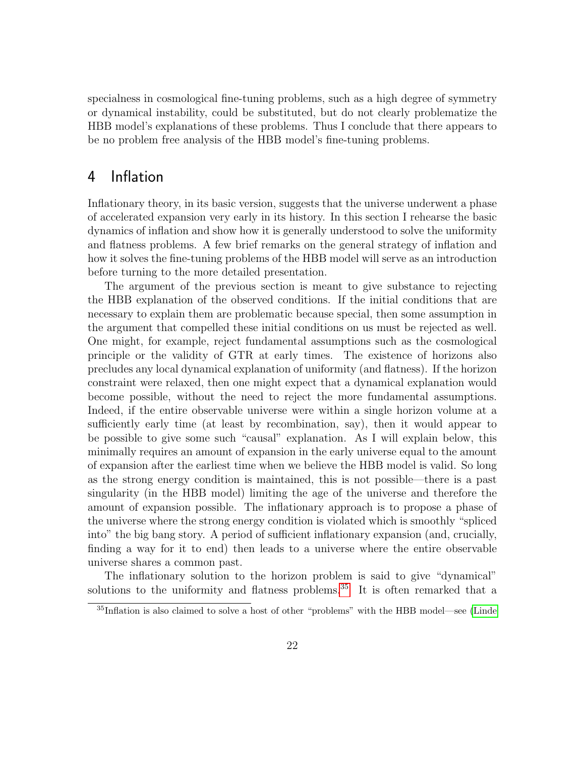specialness in cosmological fine-tuning problems, such as a high degree of symmetry or dynamical instability, could be substituted, but do not clearly problematize the HBB model's explanations of these problems. Thus I conclude that there appears to be no problem free analysis of the HBB model's fine-tuning problems.

## 4 Inflation

Inflationary theory, in its basic version, suggests that the universe underwent a phase of accelerated expansion very early in its history. In this section I rehearse the basic dynamics of inflation and show how it is generally understood to solve the uniformity and flatness problems. A few brief remarks on the general strategy of inflation and how it solves the fine-tuning problems of the HBB model will serve as an introduction before turning to the more detailed presentation.

The argument of the previous section is meant to give substance to rejecting the HBB explanation of the observed conditions. If the initial conditions that are necessary to explain them are problematic because special, then some assumption in the argument that compelled these initial conditions on us must be rejected as well. One might, for example, reject fundamental assumptions such as the cosmological principle or the validity of GTR at early times. The existence of horizons also precludes any local dynamical explanation of uniformity (and flatness). If the horizon constraint were relaxed, then one might expect that a dynamical explanation would become possible, without the need to reject the more fundamental assumptions. Indeed, if the entire observable universe were within a single horizon volume at a sufficiently early time (at least by recombination, say), then it would appear to be possible to give some such "causal" explanation. As I will explain below, this minimally requires an amount of expansion in the early universe equal to the amount of expansion after the earliest time when we believe the HBB model is valid. So long as the strong energy condition is maintained, this is not possible—there is a past singularity (in the HBB model) limiting the age of the universe and therefore the amount of expansion possible. The inflationary approach is to propose a phase of the universe where the strong energy condition is violated which is smoothly "spliced into" the big bang story. A period of sufficient inflationary expansion (and, crucially, finding a way for it to end) then leads to a universe where the entire observable universe shares a common past.

The inflationary solution to the horizon problem is said to give "dynamical" solutions to the uniformity and flatness problems.[35] It is often remarked that a

[35] Inflation is also claimed to solve a host of other "problems" with the HBB model—see (Linde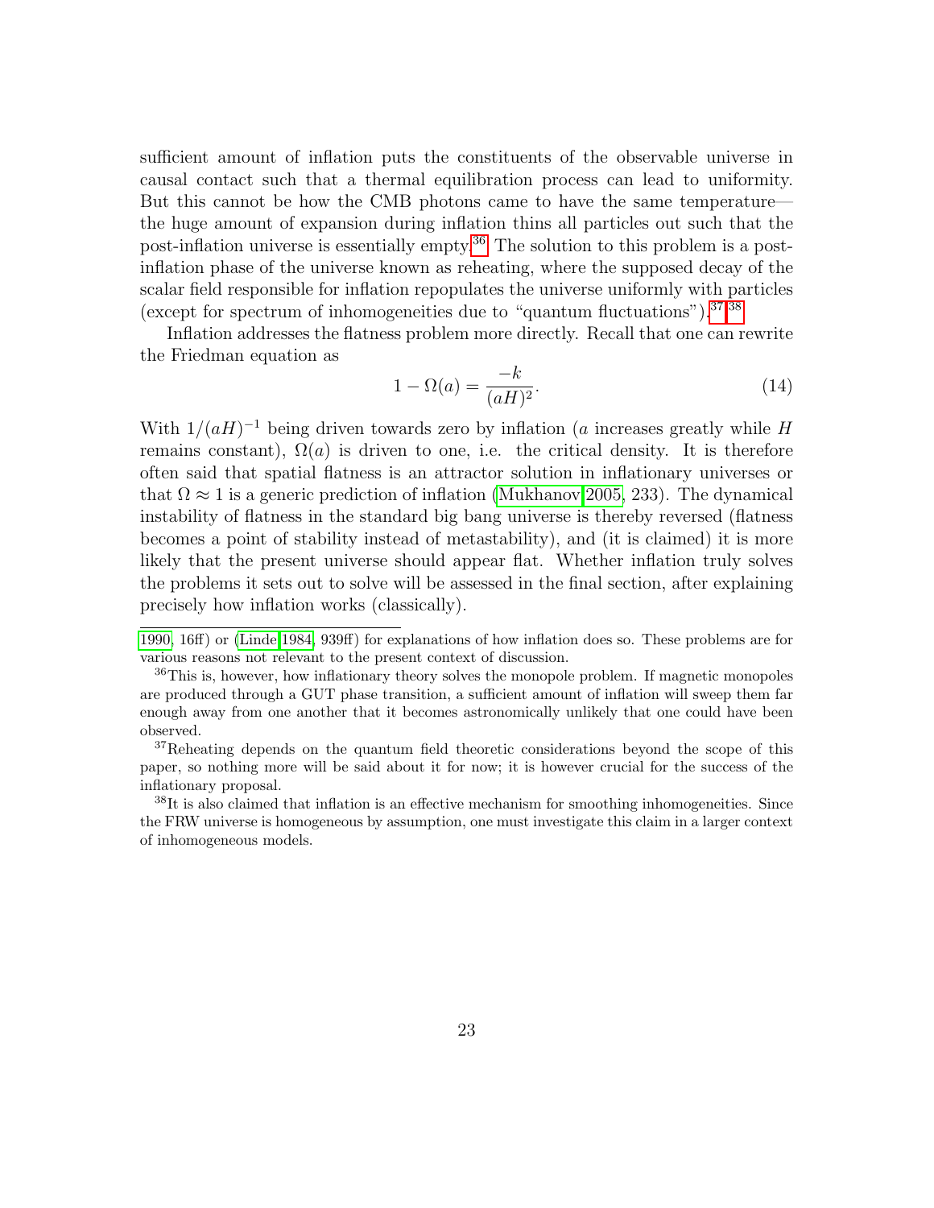sufficient amount of inflation puts the constituents of the observable universe in causal contact such that a thermal equilibration process can lead to uniformity. But this cannot be how the CMB photons came to have the same temperature—the huge amount of expansion during inflation thins all particles out such that the post-inflation universe is essentially empty.[36] The solution to this problem is a post-inflation phase of the universe known as reheating, where the supposed decay of the scalar field responsible for inflation repopulates the universe uniformly with particles (except for spectrum of inhomogeneities due to "quantum fluctuations").[37,38]

Inflation addresses the flatness problem more directly. Recall that one can rewrite the Friedman equation as

$$1 - \Omega(a) = \frac{-k}{(aH)^2}. \tag{14}$$

With $1/(aH)^{-1}$ being driven towards zero by inflation ($a$ increases greatly while $H$ remains constant), $\Omega(a)$ is driven to one, i.e. the critical density. It is therefore often said that spatial flatness is an attractor solution in inflationary universes or that $\Omega \approx 1$ is a generic prediction of inflation (Mukhanov 2005, 233). The dynamical instability of flatness in the standard big bang universe is thereby reversed (flatness becomes a point of stability instead of metastability), and (it is claimed) it is more likely that the present universe should appear flat. Whether inflation truly solves the problems it sets out to solve will be assessed in the final section, after explaining precisely how inflation works (classically).

---

1990, 16ff) or (Linde 1984, 939ff) for explanations of how inflation does so. These problems are for various reasons not relevant to the present context of discussion.

[36] This is, however, how inflationary theory solves the monopole problem. If magnetic monopoles are produced through a GUT phase transition, a sufficient amount of inflation will sweep them far enough away from one another that it becomes astronomically unlikely that one could have been observed.

[37] Reheating depends on the quantum field theoretic considerations beyond the scope of this paper, so nothing more will be said about it for now; it is however crucial for the success of the inflationary proposal.

[38] It is also claimed that inflation is an effective mechanism for smoothing inhomogeneities. Since the FRW universe is homogeneous by assumption, one must investigate this claim in a larger context of inhomogeneous models.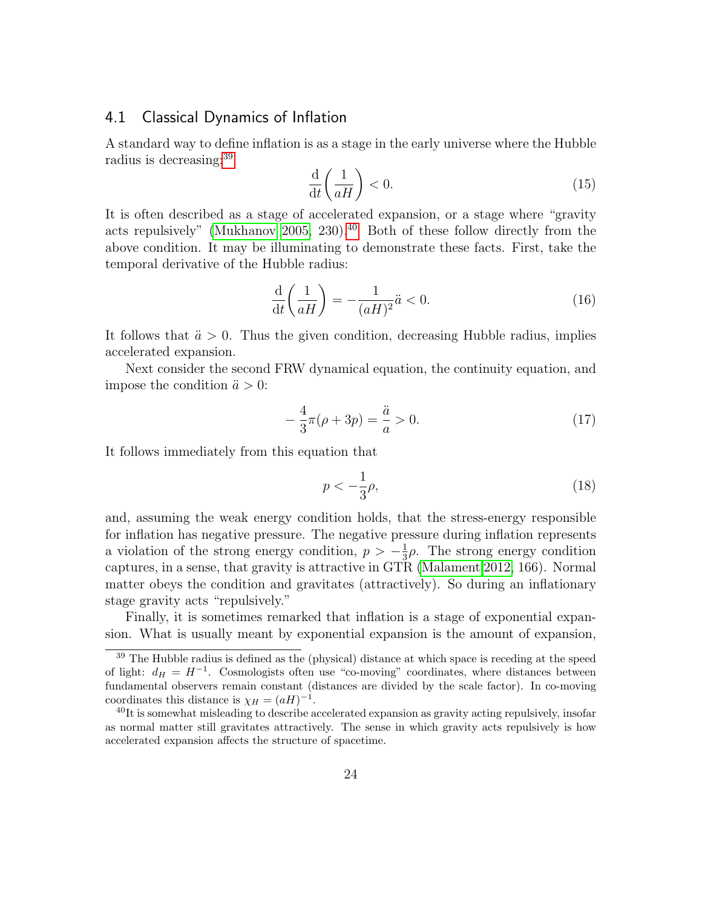## 4.1 Classical Dynamics of Inflation

A standard way to define inflation is as a stage in the early universe where the Hubble radius is decreasing:[39]

$$\frac{\mathrm{d}}{\mathrm{d}t}\left(\frac{1}{aH}\right) < 0. \tag{15}$$

It is often described as a stage of accelerated expansion, or a stage where "gravity acts repulsively" (Mukhanov 2005, 230).[40] Both of these follow directly from the above condition. It may be illuminating to demonstrate these facts. First, take the temporal derivative of the Hubble radius:

$$\frac{\mathrm{d}}{\mathrm{d}t}\left(\frac{1}{aH}\right) = -\frac{1}{(aH)^2}\ddot{a} < 0. \tag{16}$$

It follows that $\ddot{a} > 0$. Thus the given condition, decreasing Hubble radius, implies accelerated expansion.

Next consider the second FRW dynamical equation, the continuity equation, and impose the condition $\ddot{a} > 0$:

$$-\frac{4}{3}\pi(\rho + 3p) = \frac{\ddot{a}}{a} > 0. \tag{17}$$

It follows immediately from this equation that

$$p < -\frac{1}{3}\rho, \tag{18}$$

and, assuming the weak energy condition holds, that the stress-energy responsible for inflation has negative pressure. The negative pressure during inflation represents a violation of the strong energy condition, $p > -\frac{1}{3}\rho$. The strong energy condition captures, in a sense, that gravity is attractive in GTR (Malament 2012, 166). Normal matter obeys the condition and gravitates (attractively). So during an inflationary stage gravity acts "repulsively."

Finally, it is sometimes remarked that inflation is a stage of exponential expansion. What is usually meant by exponential expansion is the amount of expansion,

---

[39] The Hubble radius is defined as the (physical) distance at which space is receding at the speed of light: $d_H = H^{-1}$. Cosmologists often use "co-moving" coordinates, where distances between fundamental observers remain constant (distances are divided by the scale factor). In co-moving coordinates this distance is $\chi_H = (aH)^{-1}$.

[40] It is somewhat misleading to describe accelerated expansion as gravity acting repulsively, insofar as normal matter still gravitates attractively. The sense in which gravity acts repulsively is how accelerated expansion affects the structure of spacetime.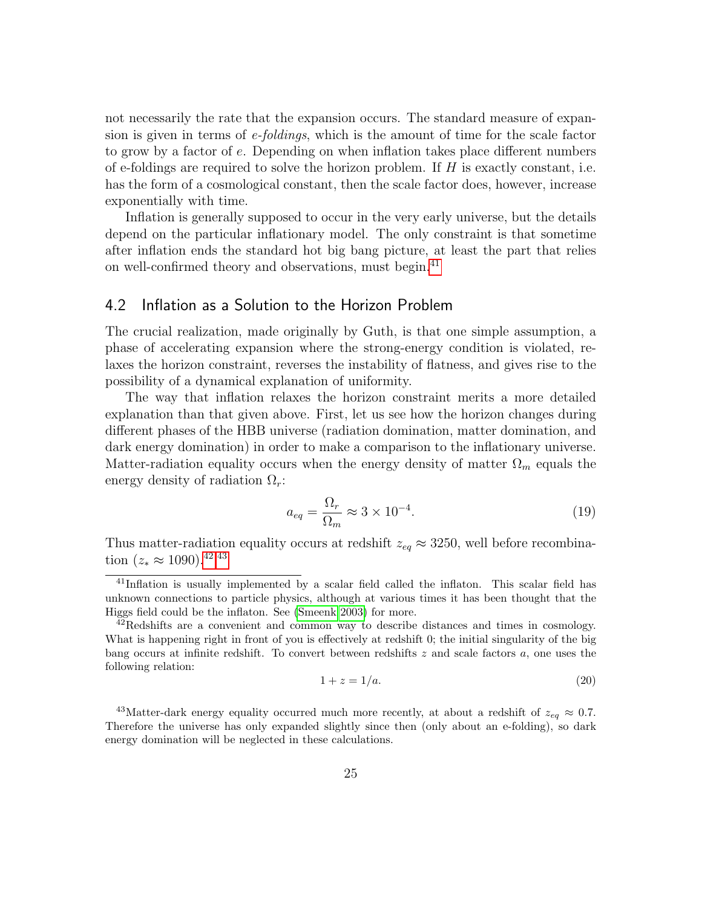not necessarily the rate that the expansion occurs. The standard measure of expansion is given in terms of *e-foldings*, which is the amount of time for the scale factor to grow by a factor of $e$. Depending on when inflation takes place different numbers of e-foldings are required to solve the horizon problem. If $H$ is exactly constant, i.e. has the form of a cosmological constant, then the scale factor does, however, increase exponentially with time.

Inflation is generally supposed to occur in the very early universe, but the details depend on the particular inflationary model. The only constraint is that sometime after inflation ends the standard hot big bang picture, at least the part that relies on well-confirmed theory and observations, must begin.[41]

## 4.2 Inflation as a Solution to the Horizon Problem

The crucial realization, made originally by Guth, is that one simple assumption, a phase of accelerating expansion where the strong-energy condition is violated, relaxes the horizon constraint, reverses the instability of flatness, and gives rise to the possibility of a dynamical explanation of uniformity.

The way that inflation relaxes the horizon constraint merits a more detailed explanation than that given above. First, let us see how the horizon changes during different phases of the HBB universe (radiation domination, matter domination, and dark energy domination) in order to make a comparison to the inflationary universe. Matter-radiation equality occurs when the energy density of matter $\Omega_m$ equals the energy density of radiation $\Omega_r$:

$$a_{eq} = \frac{\Omega_r}{\Omega_m} \approx 3 \times 10^{-4}. \tag{19}$$

Thus matter-radiation equality occurs at redshift $z_{eq} \approx 3250$, well before recombination ($z_* \approx 1090$).[42][43]

[41] Inflation is usually implemented by a scalar field called the inflaton. This scalar field has unknown connections to particle physics, although at various times it has been thought that the Higgs field could be the inflaton. See (Smeenk 2003) for more.

[42] Redshifts are a convenient and common way to describe distances and times in cosmology. What is happening right in front of you is effectively at redshift 0; the initial singularity of the big bang occurs at infinite redshift. To convert between redshifts $z$ and scale factors $a$, one uses the following relation:

$$1 + z = 1/a. \tag{20}$$

[43] Matter-dark energy equality occurred much more recently, at about a redshift of $z_{eq} \approx 0.7$. Therefore the universe has only expanded slightly since then (only about an e-folding), so dark energy domination will be neglected in these calculations.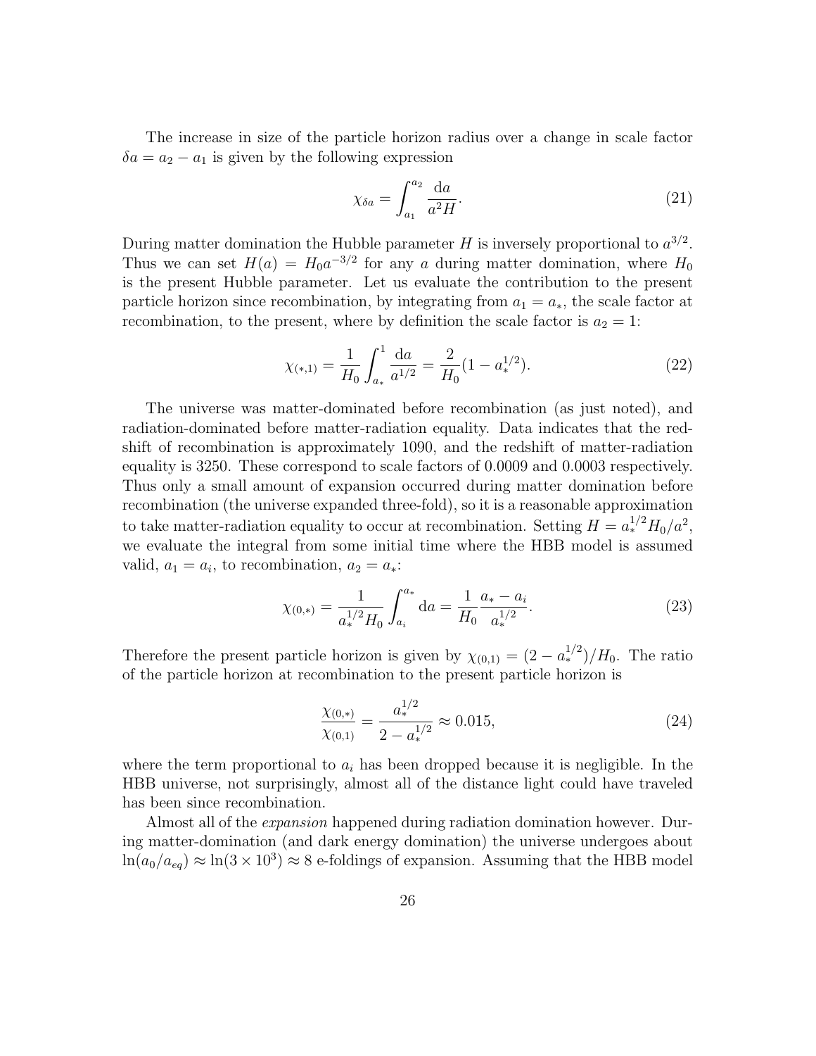The increase in size of the particle horizon radius over a change in scale factor $\delta a = a_2 - a_1$ is given by the following expression

$$\chi_{\delta a} = \int_{a_1}^{a_2} \frac{\mathrm{d}a}{a^2 H}. \tag{21}$$

During matter domination the Hubble parameter $H$ is inversely proportional to $a^{3/2}$. Thus we can set $H(a) = H_0 a^{-3/2}$ for any $a$ during matter domination, where $H_0$ is the present Hubble parameter. Let us evaluate the contribution to the present particle horizon since recombination, by integrating from $a_1 = a_*$, the scale factor at recombination, to the present, where by definition the scale factor is $a_2 = 1$:

$$\chi_{(*,1)} = \frac{1}{H_0} \int_{a_*}^{1} \frac{\mathrm{d}a}{a^{1/2}} = \frac{2}{H_0}(1 - a_*^{1/2}). \tag{22}$$

The universe was matter-dominated before recombination (as just noted), and radiation-dominated before matter-radiation equality. Data indicates that the redshift of recombination is approximately 1090, and the redshift of matter-radiation equality is 3250. These correspond to scale factors of 0.0009 and 0.0003 respectively. Thus only a small amount of expansion occurred during matter domination before recombination (the universe expanded three-fold), so it is a reasonable approximation to take matter-radiation equality to occur at recombination. Setting $H = a_*^{1/2} H_0 / a^2$, we evaluate the integral from some initial time where the HBB model is assumed valid, $a_1 = a_i$, to recombination, $a_2 = a_*$:

$$\chi_{(0,*)} = \frac{1}{a_*^{1/2} H_0} \int_{a_i}^{a_*} \mathrm{d}a = \frac{1}{H_0} \frac{a_* - a_i}{a_*^{1/2}}. \tag{23}$$

Therefore the present particle horizon is given by $\chi_{(0,1)} = (2 - a_*^{1/2})/H_0$. The ratio of the particle horizon at recombination to the present particle horizon is

$$\frac{\chi_{(0,*)}}{\chi_{(0,1)}} = \frac{a_*^{1/2}}{2 - a_*^{1/2}} \approx 0.015, \tag{24}$$

where the term proportional to $a_i$ has been dropped because it is negligible. In the HBB universe, not surprisingly, almost all of the distance light could have traveled has been since recombination.

Almost all of the *expansion* happened during radiation domination however. During matter-domination (and dark energy domination) the universe undergoes about $\ln(a_0/a_{eq}) \approx \ln(3 \times 10^3) \approx 8$ e-foldings of expansion. Assuming that the HBB model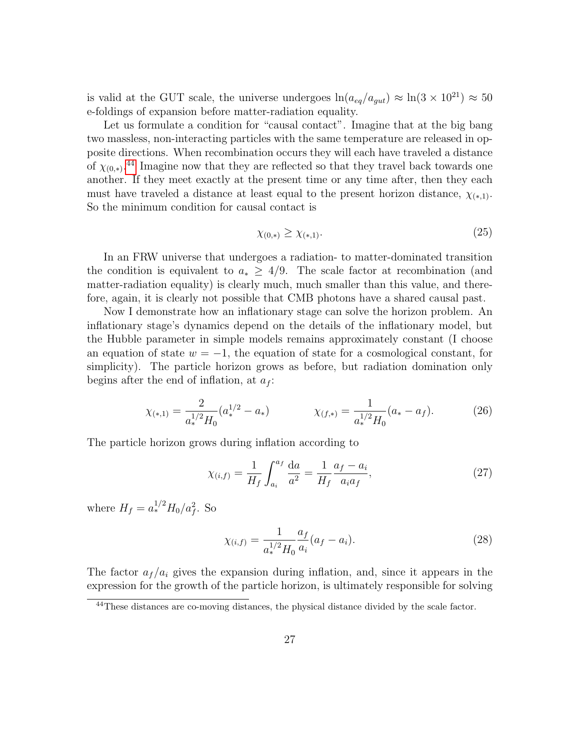is valid at the GUT scale, the universe undergoes $\ln(a_{eq}/a_{gut}) \approx \ln(3 \times 10^{21}) \approx 50$ e-foldings of expansion before matter-radiation equality.

Let us formulate a condition for "causal contact". Imagine that at the big bang two massless, non-interacting particles with the same temperature are released in opposite directions. When recombination occurs they will each have traveled a distance of $\chi_{(0,*)}$.[44] Imagine now that they are reflected so that they travel back towards one another. If they meet exactly at the present time or any time after, then they each must have traveled a distance at least equal to the present horizon distance, $\chi_{(*,1)}$. So the minimum condition for causal contact is

$$\chi_{(0,*)} \geq \chi_{(*,1)}. \tag{25}$$

In an FRW universe that undergoes a radiation- to matter-dominated transition the condition is equivalent to $a_* \geq 4/9$. The scale factor at recombination (and matter-radiation equality) is clearly much, much smaller than this value, and therefore, again, it is clearly not possible that CMB photons have a shared causal past.

Now I demonstrate how an inflationary stage can solve the horizon problem. An inflationary stage's dynamics depend on the details of the inflationary model, but the Hubble parameter in simple models remains approximately constant (I choose an equation of state $w = -1$, the equation of state for a cosmological constant, for simplicity). The particle horizon grows as before, but radiation domination only begins after the end of inflation, at $a_f$:

$$\chi_{(*,1)} = \frac{2}{a_*^{1/2} H_0}(a_*^{1/2} - a_*) \qquad\qquad \chi_{(f,*)} = \frac{1}{a_*^{1/2} H_0}(a_* - a_f). \tag{26}$$

The particle horizon grows during inflation according to

$$\chi_{(i,f)} = \frac{1}{H_f} \int_{a_i}^{a_f} \frac{\mathrm{d}a}{a^2} = \frac{1}{H_f} \frac{a_f - a_i}{a_i a_f}, \tag{27}$$

where $H_f = a_*^{1/2} H_0 / a_f^2$. So

$$\chi_{(i,f)} = \frac{1}{a_*^{1/2} H_0} \frac{a_f}{a_i}(a_f - a_i). \tag{28}$$

The factor $a_f/a_i$ gives the expansion during inflation, and, since it appears in the expression for the growth of the particle horizon, is ultimately responsible for solving

[44] These distances are co-moving distances, the physical distance divided by the scale factor.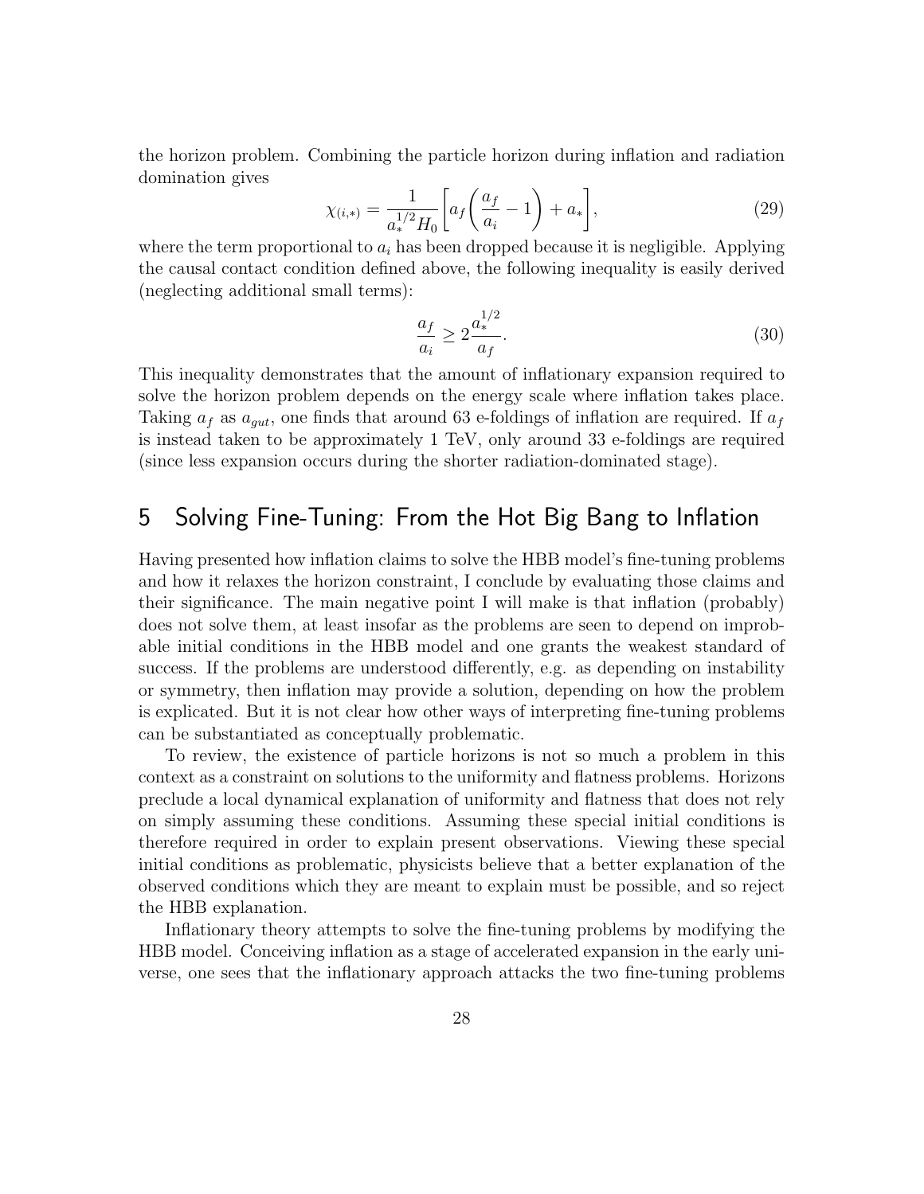the horizon problem. Combining the particle horizon during inflation and radiation domination gives

$$\chi_{(i,*)} = \frac{1}{a_*^{1/2} H_0} \left[ a_f \left( \frac{a_f}{a_i} - 1 \right) + a_* \right], \tag{29}$$

where the term proportional to $a_i$ has been dropped because it is negligible. Applying the causal contact condition defined above, the following inequality is easily derived (neglecting additional small terms):

$$\frac{a_f}{a_i} \geq 2 \frac{a_*^{1/2}}{a_f}. \tag{30}$$

This inequality demonstrates that the amount of inflationary expansion required to solve the horizon problem depends on the energy scale where inflation takes place. Taking $a_f$ as $a_{gut}$, one finds that around 63 e-foldings of inflation are required. If $a_f$ is instead taken to be approximately 1 TeV, only around 33 e-foldings are required (since less expansion occurs during the shorter radiation-dominated stage).

## 5 Solving Fine-Tuning: From the Hot Big Bang to Inflation

Having presented how inflation claims to solve the HBB model's fine-tuning problems and how it relaxes the horizon constraint, I conclude by evaluating those claims and their significance. The main negative point I will make is that inflation (probably) does not solve them, at least insofar as the problems are seen to depend on improbable initial conditions in the HBB model and one grants the weakest standard of success. If the problems are understood differently, e.g. as depending on instability or symmetry, then inflation may provide a solution, depending on how the problem is explicated. But it is not clear how other ways of interpreting fine-tuning problems can be substantiated as conceptually problematic.

To review, the existence of particle horizons is not so much a problem in this context as a constraint on solutions to the uniformity and flatness problems. Horizons preclude a local dynamical explanation of uniformity and flatness that does not rely on simply assuming these conditions. Assuming these special initial conditions is therefore required in order to explain present observations. Viewing these special initial conditions as problematic, physicists believe that a better explanation of the observed conditions which they are meant to explain must be possible, and so reject the HBB explanation.

Inflationary theory attempts to solve the fine-tuning problems by modifying the HBB model. Conceiving inflation as a stage of accelerated expansion in the early universe, one sees that the inflationary approach attacks the two fine-tuning problems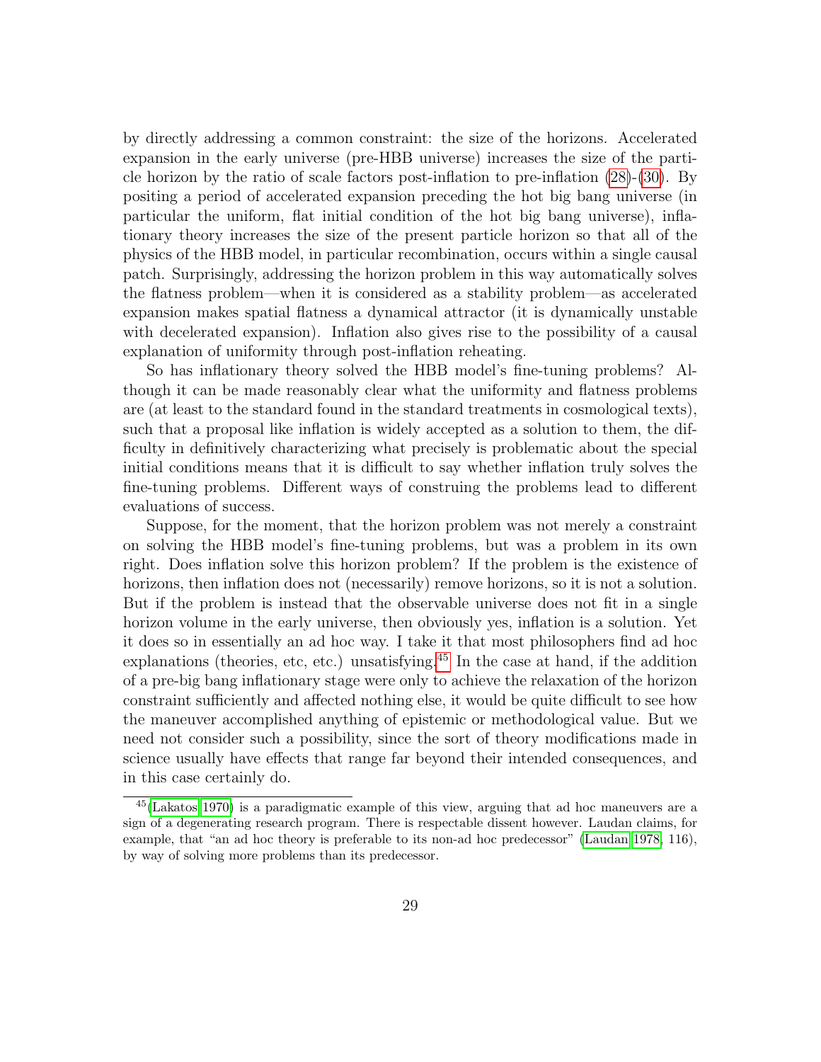by directly addressing a common constraint: the size of the horizons. Accelerated expansion in the early universe (pre-HBB universe) increases the size of the particle horizon by the ratio of scale factors post-inflation to pre-inflation (28)-(30). By positing a period of accelerated expansion preceding the hot big bang universe (in particular the uniform, flat initial condition of the hot big bang universe), inflationary theory increases the size of the present particle horizon so that all of the physics of the HBB model, in particular recombination, occurs within a single causal patch. Surprisingly, addressing the horizon problem in this way automatically solves the flatness problem—when it is considered as a stability problem—as accelerated expansion makes spatial flatness a dynamical attractor (it is dynamically unstable with decelerated expansion). Inflation also gives rise to the possibility of a causal explanation of uniformity through post-inflation reheating.

So has inflationary theory solved the HBB model's fine-tuning problems? Although it can be made reasonably clear what the uniformity and flatness problems are (at least to the standard found in the standard treatments in cosmological texts), such that a proposal like inflation is widely accepted as a solution to them, the difficulty in definitively characterizing what precisely is problematic about the special initial conditions means that it is difficult to say whether inflation truly solves the fine-tuning problems. Different ways of construing the problems lead to different evaluations of success.

Suppose, for the moment, that the horizon problem was not merely a constraint on solving the HBB model's fine-tuning problems, but was a problem in its own right. Does inflation solve this horizon problem? If the problem is the existence of horizons, then inflation does not (necessarily) remove horizons, so it is not a solution. But if the problem is instead that the observable universe does not fit in a single horizon volume in the early universe, then obviously yes, inflation is a solution. Yet it does so in essentially an ad hoc way. I take it that most philosophers find ad hoc explanations (theories, etc, etc.) unsatisfying.[45] In the case at hand, if the addition of a pre-big bang inflationary stage were only to achieve the relaxation of the horizon constraint sufficiently and affected nothing else, it would be quite difficult to see how the maneuver accomplished anything of epistemic or methodological value. But we need not consider such a possibility, since the sort of theory modifications made in science usually have effects that range far beyond their intended consequences, and in this case certainly do.

[45](Lakatos 1970) is a paradigmatic example of this view, arguing that ad hoc maneuvers are a sign of a degenerating research program. There is respectable dissent however. Laudan claims, for example, that "an ad hoc theory is preferable to its non-ad hoc predecessor" (Laudan 1978, 116), by way of solving more problems than its predecessor.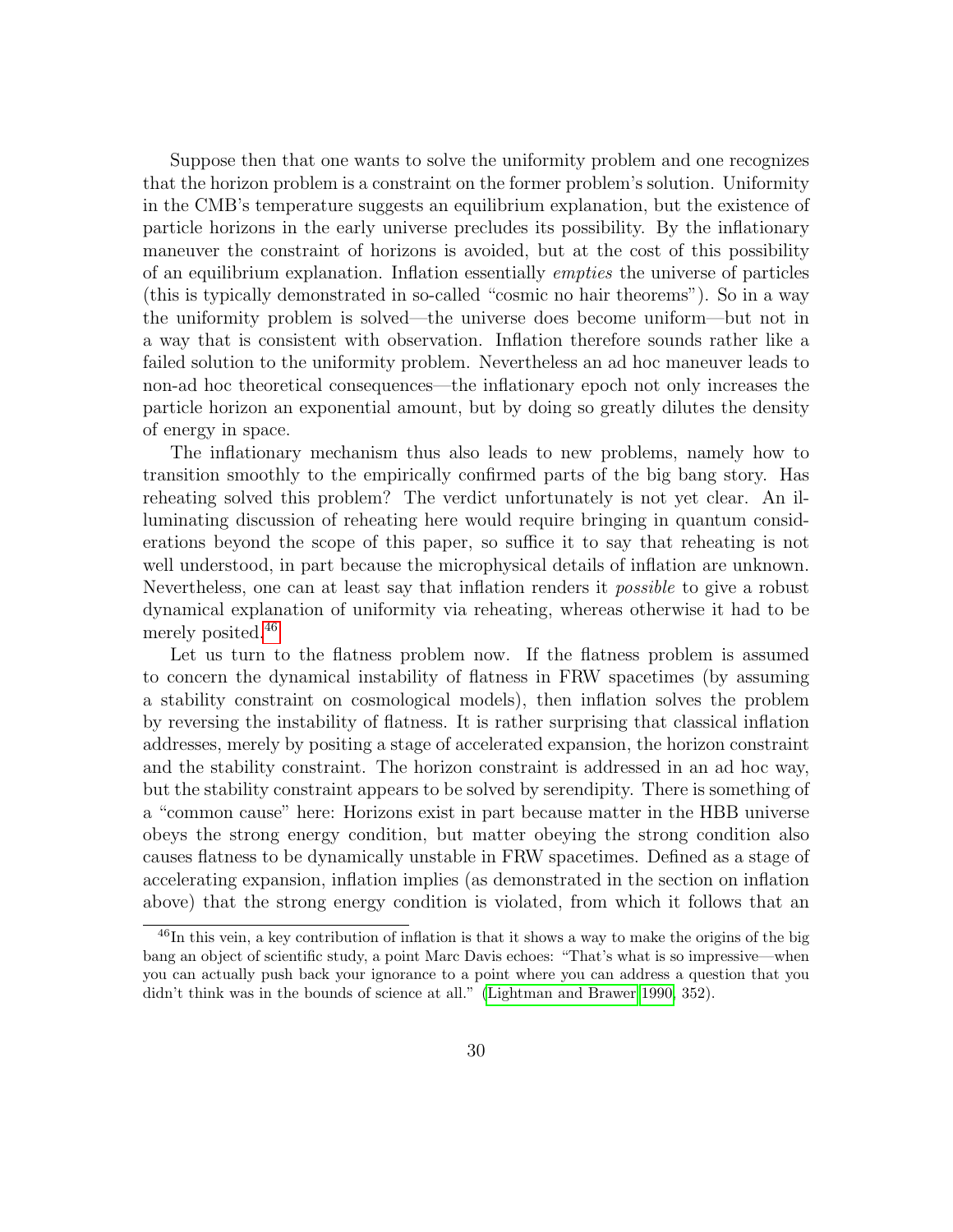Suppose then that one wants to solve the uniformity problem and one recognizes that the horizon problem is a constraint on the former problem's solution. Uniformity in the CMB's temperature suggests an equilibrium explanation, but the existence of particle horizons in the early universe precludes its possibility. By the inflationary maneuver the constraint of horizons is avoided, but at the cost of this possibility of an equilibrium explanation. Inflation essentially *empties* the universe of particles (this is typically demonstrated in so-called "cosmic no hair theorems"). So in a way the uniformity problem is solved—the universe does become uniform—but not in a way that is consistent with observation. Inflation therefore sounds rather like a failed solution to the uniformity problem. Nevertheless an ad hoc maneuver leads to non-ad hoc theoretical consequences—the inflationary epoch not only increases the particle horizon an exponential amount, but by doing so greatly dilutes the density of energy in space.

The inflationary mechanism thus also leads to new problems, namely how to transition smoothly to the empirically confirmed parts of the big bang story. Has reheating solved this problem? The verdict unfortunately is not yet clear. An illuminating discussion of reheating here would require bringing in quantum considerations beyond the scope of this paper, so suffice it to say that reheating is not well understood, in part because the microphysical details of inflation are unknown. Nevertheless, one can at least say that inflation renders it *possible* to give a robust dynamical explanation of uniformity via reheating, whereas otherwise it had to be merely posited.[46]

Let us turn to the flatness problem now. If the flatness problem is assumed to concern the dynamical instability of flatness in FRW spacetimes (by assuming a stability constraint on cosmological models), then inflation solves the problem by reversing the instability of flatness. It is rather surprising that classical inflation addresses, merely by positing a stage of accelerated expansion, the horizon constraint and the stability constraint. The horizon constraint is addressed in an ad hoc way, but the stability constraint appears to be solved by serendipity. There is something of a "common cause" here: Horizons exist in part because matter in the HBB universe obeys the strong energy condition, but matter obeying the strong condition also causes flatness to be dynamically unstable in FRW spacetimes. Defined as a stage of accelerating expansion, inflation implies (as demonstrated in the section on inflation above) that the strong energy condition is violated, from which it follows that an

[46]In this vein, a key contribution of inflation is that it shows a way to make the origins of the big bang an object of scientific study, a point Marc Davis echoes: "That's what is so impressive—when you can actually push back your ignorance to a point where you can address a question that you didn't think was in the bounds of science at all." (Lightman and Brawer 1990, 352).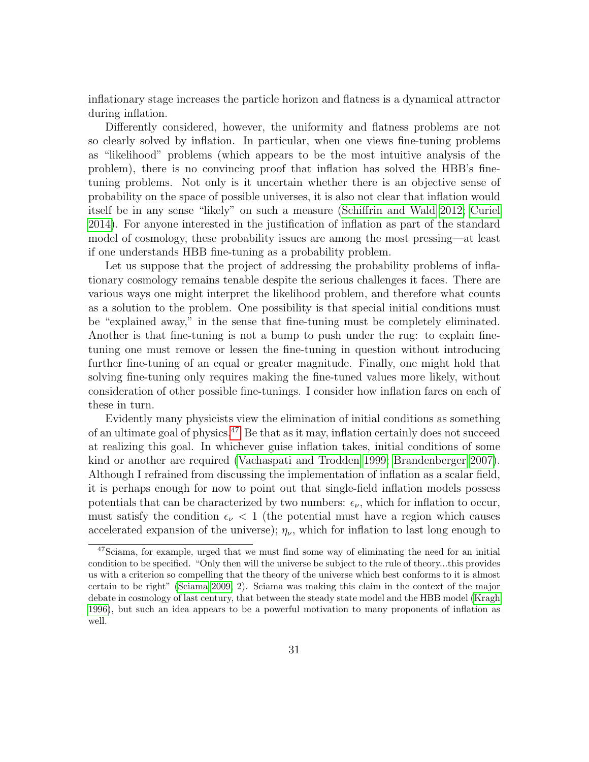inflationary stage increases the particle horizon and flatness is a dynamical attractor during inflation.

Differently considered, however, the uniformity and flatness problems are not so clearly solved by inflation. In particular, when one views fine-tuning problems as "likelihood" problems (which appears to be the most intuitive analysis of the problem), there is no convincing proof that inflation has solved the HBB's fine-tuning problems. Not only is it uncertain whether there is an objective sense of probability on the space of possible universes, it is also not clear that inflation would itself be in any sense "likely" on such a measure (Schiffrin and Wald 2012; Curiel 2014). For anyone interested in the justification of inflation as part of the standard model of cosmology, these probability issues are among the most pressing—at least if one understands HBB fine-tuning as a probability problem.

Let us suppose that the project of addressing the probability problems of inflationary cosmology remains tenable despite the serious challenges it faces. There are various ways one might interpret the likelihood problem, and therefore what counts as a solution to the problem. One possibility is that special initial conditions must be "explained away," in the sense that fine-tuning must be completely eliminated. Another is that fine-tuning is not a bump to push under the rug: to explain fine-tuning one must remove or lessen the fine-tuning in question without introducing further fine-tuning of an equal or greater magnitude. Finally, one might hold that solving fine-tuning only requires making the fine-tuned values more likely, without consideration of other possible fine-tunings. I consider how inflation fares on each of these in turn.

Evidently many physicists view the elimination of initial conditions as something of an ultimate goal of physics.[47] Be that as it may, inflation certainly does not succeed at realizing this goal. In whichever guise inflation takes, initial conditions of some kind or another are required (Vachaspati and Trodden 1999; Brandenberger 2007). Although I refrained from discussing the implementation of inflation as a scalar field, it is perhaps enough for now to point out that single-field inflation models possess potentials that can be characterized by two numbers: $\epsilon_\nu$, which for inflation to occur, must satisfy the condition $\epsilon_\nu < 1$ (the potential must have a region which causes accelerated expansion of the universe); $\eta_\nu$, which for inflation to last long enough to

[47] Sciama, for example, urged that we must find some way of eliminating the need for an initial condition to be specified. "Only then will the universe be subject to the rule of theory...this provides us with a criterion so compelling that the theory of the universe which best conforms to it is almost certain to be right" (Sciama 2009, 2). Sciama was making this claim in the context of the major debate in cosmology of last century, that between the steady state model and the HBB model (Kragh 1996), but such an idea appears to be a powerful motivation to many proponents of inflation as well.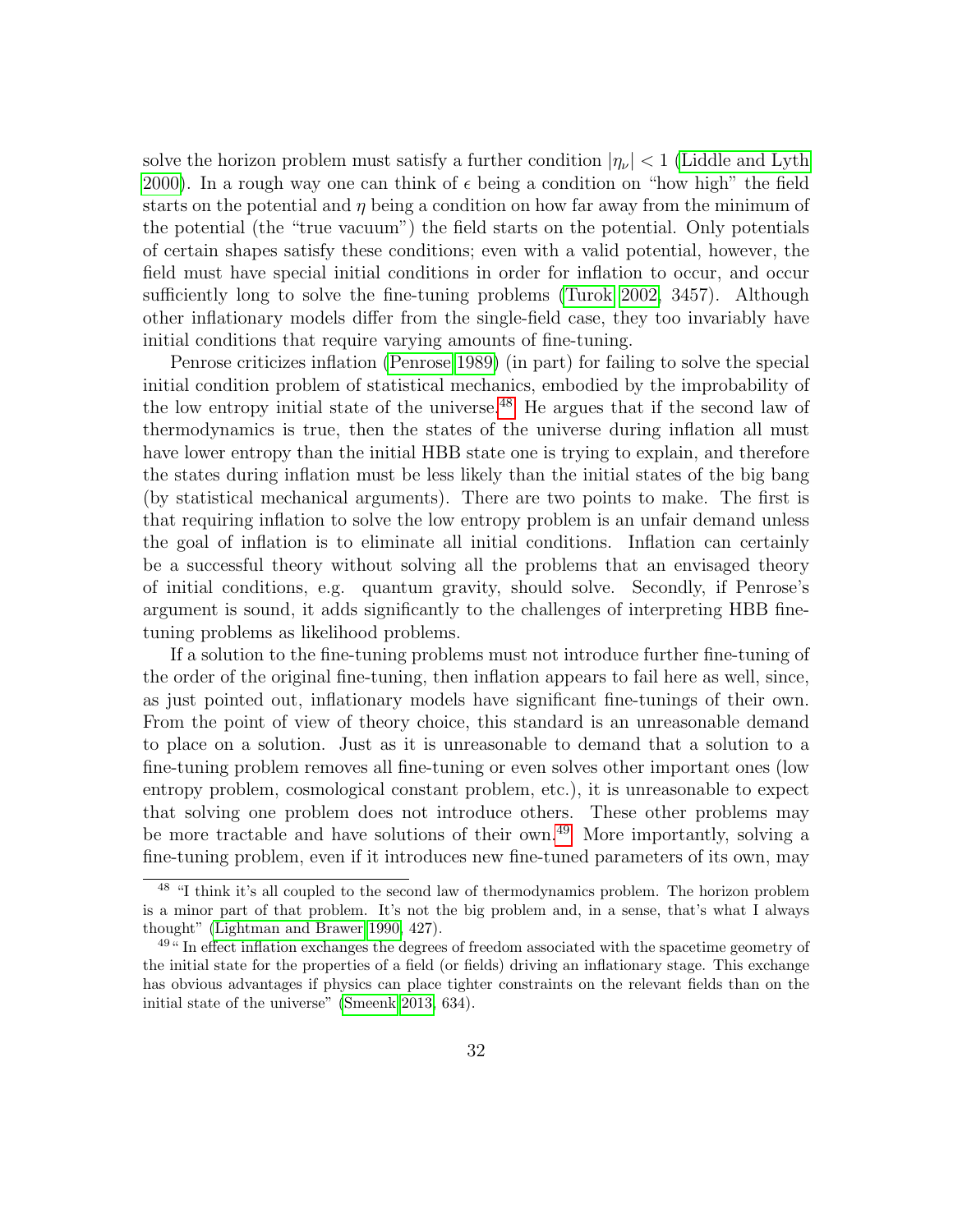solve the horizon problem must satisfy a further condition $|\eta_\nu| < 1$ (Liddle and Lyth 2000). In a rough way one can think of $\epsilon$ being a condition on "how high" the field starts on the potential and $\eta$ being a condition on how far away from the minimum of the potential (the "true vacuum") the field starts on the potential. Only potentials of certain shapes satisfy these conditions; even with a valid potential, however, the field must have special initial conditions in order for inflation to occur, and occur sufficiently long to solve the fine-tuning problems (Turok 2002, 3457). Although other inflationary models differ from the single-field case, they too invariably have initial conditions that require varying amounts of fine-tuning.

Penrose criticizes inflation (Penrose 1989) (in part) for failing to solve the special initial condition problem of statistical mechanics, embodied by the improbability of the low entropy initial state of the universe.[48] He argues that if the second law of thermodynamics is true, then the states of the universe during inflation all must have lower entropy than the initial HBB state one is trying to explain, and therefore the states during inflation must be less likely than the initial states of the big bang (by statistical mechanical arguments). There are two points to make. The first is that requiring inflation to solve the low entropy problem is an unfair demand unless the goal of inflation is to eliminate all initial conditions. Inflation can certainly be a successful theory without solving all the problems that an envisaged theory of initial conditions, e.g. quantum gravity, should solve. Secondly, if Penrose's argument is sound, it adds significantly to the challenges of interpreting HBB fine-tuning problems as likelihood problems.

If a solution to the fine-tuning problems must not introduce further fine-tuning of the order of the original fine-tuning, then inflation appears to fail here as well, since, as just pointed out, inflationary models have significant fine-tunings of their own. From the point of view of theory choice, this standard is an unreasonable demand to place on a solution. Just as it is unreasonable to demand that a solution to a fine-tuning problem removes all fine-tuning or even solves other important ones (low entropy problem, cosmological constant problem, etc.), it is unreasonable to expect that solving one problem does not introduce others. These other problems may be more tractable and have solutions of their own.[49] More importantly, solving a fine-tuning problem, even if it introduces new fine-tuned parameters of its own, may

---

[48] "I think it's all coupled to the second law of thermodynamics problem. The horizon problem is a minor part of that problem. It's not the big problem and, in a sense, that's what I always thought" (Lightman and Brawer 1990, 427).

[49] "In effect inflation exchanges the degrees of freedom associated with the spacetime geometry of the initial state for the properties of a field (or fields) driving an inflationary stage. This exchange has obvious advantages if physics can place tighter constraints on the relevant fields than on the initial state of the universe" (Smeenk 2013, 634).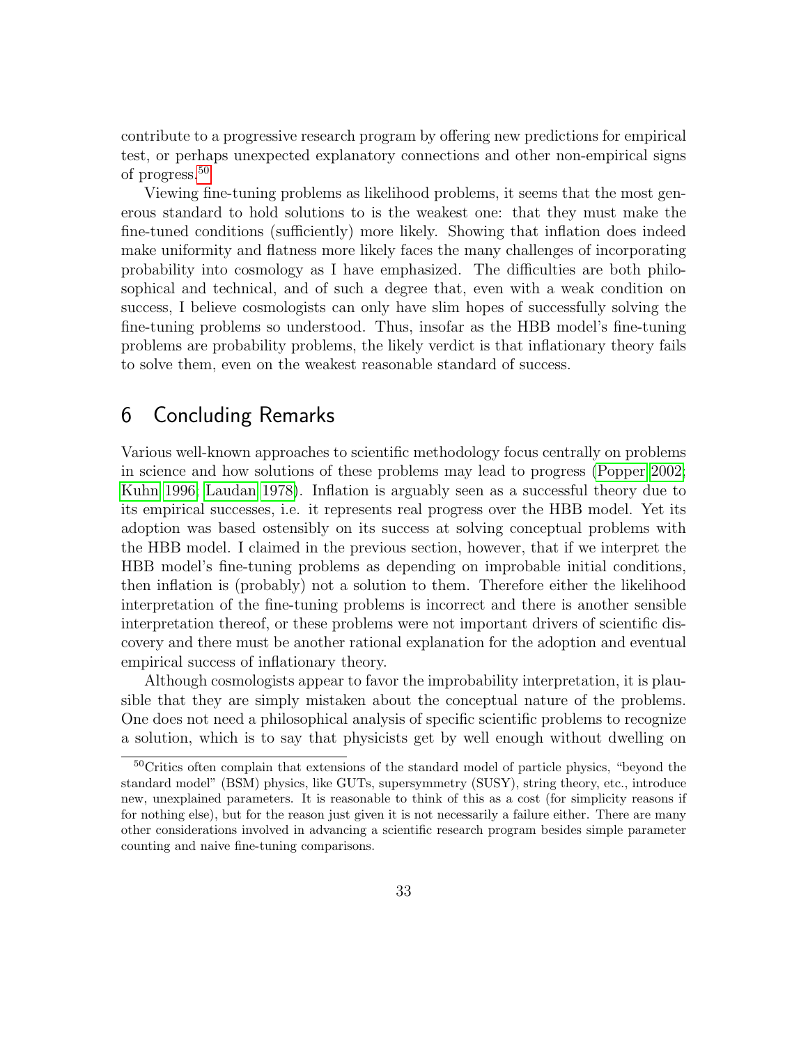contribute to a progressive research program by offering new predictions for empirical test, or perhaps unexpected explanatory connections and other non-empirical signs of progress.[50]

Viewing fine-tuning problems as likelihood problems, it seems that the most generous standard to hold solutions to is the weakest one: that they must make the fine-tuned conditions (sufficiently) more likely. Showing that inflation does indeed make uniformity and flatness more likely faces the many challenges of incorporating probability into cosmology as I have emphasized. The difficulties are both philosophical and technical, and of such a degree that, even with a weak condition on success, I believe cosmologists can only have slim hopes of successfully solving the fine-tuning problems so understood. Thus, insofar as the HBB model's fine-tuning problems are probability problems, the likely verdict is that inflationary theory fails to solve them, even on the weakest reasonable standard of success.

# 6 Concluding Remarks

Various well-known approaches to scientific methodology focus centrally on problems in science and how solutions of these problems may lead to progress (Popper 2002; Kuhn 1996; Laudan 1978). Inflation is arguably seen as a successful theory due to its empirical successes, i.e. it represents real progress over the HBB model. Yet its adoption was based ostensibly on its success at solving conceptual problems with the HBB model. I claimed in the previous section, however, that if we interpret the HBB model's fine-tuning problems as depending on improbable initial conditions, then inflation is (probably) not a solution to them. Therefore either the likelihood interpretation of the fine-tuning problems is incorrect and there is another sensible interpretation thereof, or these problems were not important drivers of scientific discovery and there must be another rational explanation for the adoption and eventual empirical success of inflationary theory.

Although cosmologists appear to favor the improbability interpretation, it is plausible that they are simply mistaken about the conceptual nature of the problems. One does not need a philosophical analysis of specific scientific problems to recognize a solution, which is to say that physicists get by well enough without dwelling on

[50] Critics often complain that extensions of the standard model of particle physics, "beyond the standard model" (BSM) physics, like GUTs, supersymmetry (SUSY), string theory, etc., introduce new, unexplained parameters. It is reasonable to think of this as a cost (for simplicity reasons if for nothing else), but for the reason just given it is not necessarily a failure either. There are many other considerations involved in advancing a scientific research program besides simple parameter counting and naive fine-tuning comparisons.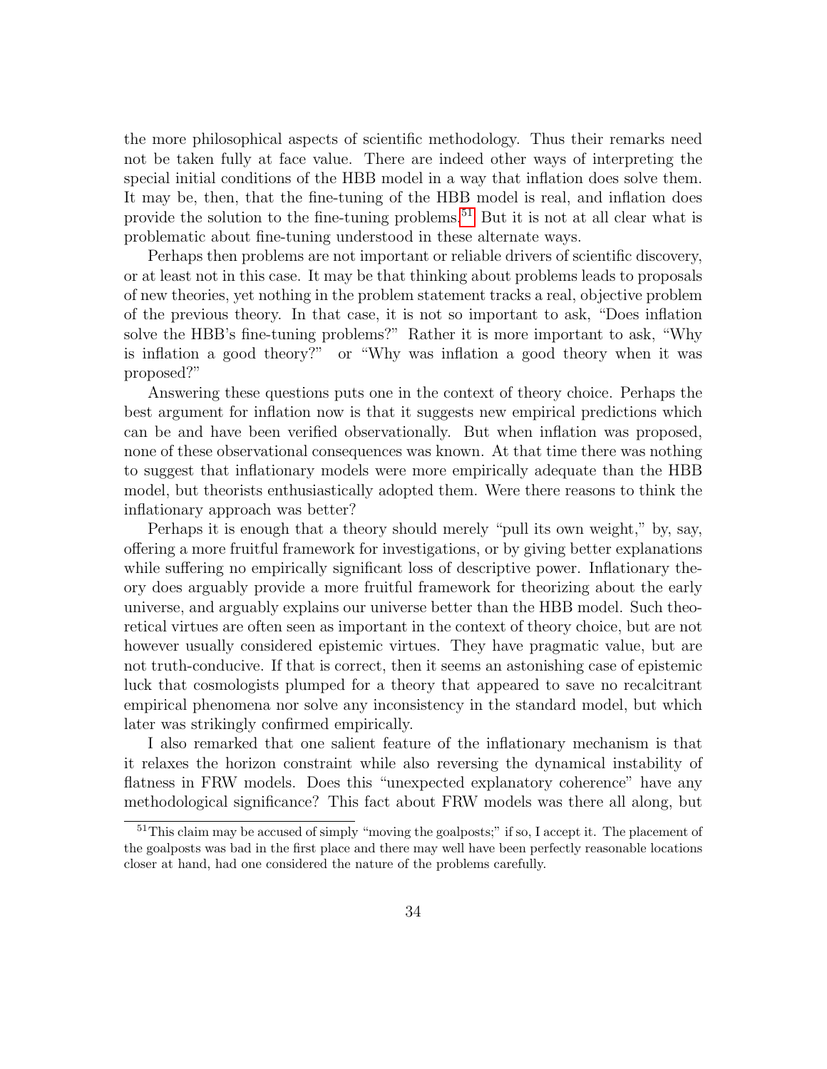the more philosophical aspects of scientific methodology. Thus their remarks need not be taken fully at face value. There are indeed other ways of interpreting the special initial conditions of the HBB model in a way that inflation does solve them. It may be, then, that the fine-tuning of the HBB model is real, and inflation does provide the solution to the fine-tuning problems.[51] But it is not at all clear what is problematic about fine-tuning understood in these alternate ways.

Perhaps then problems are not important or reliable drivers of scientific discovery, or at least not in this case. It may be that thinking about problems leads to proposals of new theories, yet nothing in the problem statement tracks a real, objective problem of the previous theory. In that case, it is not so important to ask, "Does inflation solve the HBB's fine-tuning problems?" Rather it is more important to ask, "Why is inflation a good theory?" or "Why was inflation a good theory when it was proposed?"

Answering these questions puts one in the context of theory choice. Perhaps the best argument for inflation now is that it suggests new empirical predictions which can be and have been verified observationally. But when inflation was proposed, none of these observational consequences was known. At that time there was nothing to suggest that inflationary models were more empirically adequate than the HBB model, but theorists enthusiastically adopted them. Were there reasons to think the inflationary approach was better?

Perhaps it is enough that a theory should merely "pull its own weight," by, say, offering a more fruitful framework for investigations, or by giving better explanations while suffering no empirically significant loss of descriptive power. Inflationary theory does arguably provide a more fruitful framework for theorizing about the early universe, and arguably explains our universe better than the HBB model. Such theoretical virtues are often seen as important in the context of theory choice, but are not however usually considered epistemic virtues. They have pragmatic value, but are not truth-conducive. If that is correct, then it seems an astonishing case of epistemic luck that cosmologists plumped for a theory that appeared to save no recalcitrant empirical phenomena nor solve any inconsistency in the standard model, but which later was strikingly confirmed empirically.

I also remarked that one salient feature of the inflationary mechanism is that it relaxes the horizon constraint while also reversing the dynamical instability of flatness in FRW models. Does this "unexpected explanatory coherence" have any methodological significance? This fact about FRW models was there all along, but

[51] This claim may be accused of simply "moving the goalposts;" if so, I accept it. The placement of the goalposts was bad in the first place and there may well have been perfectly reasonable locations closer at hand, had one considered the nature of the problems carefully.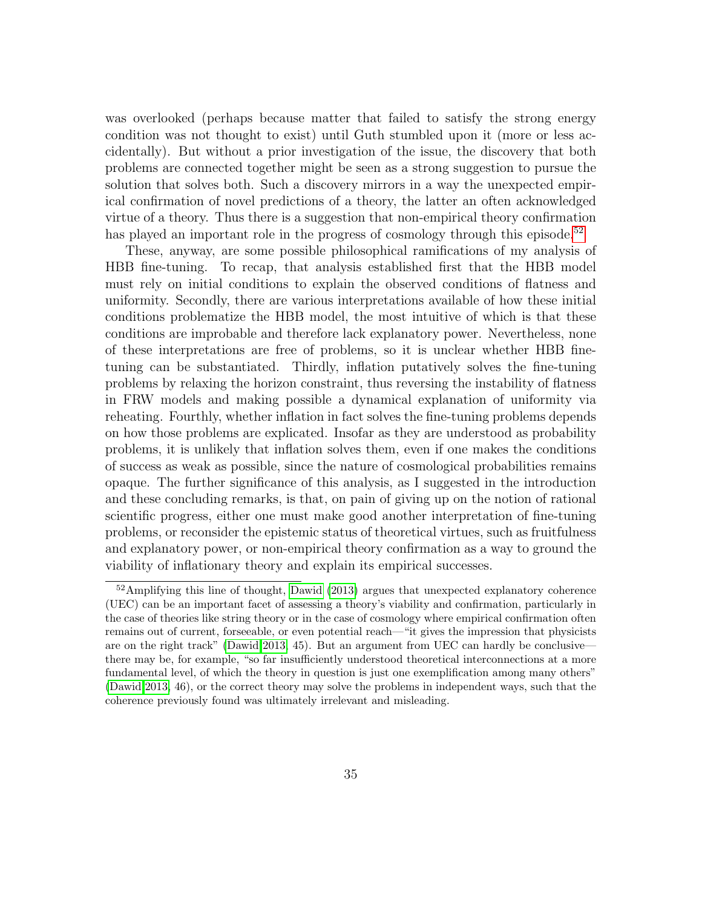was overlooked (perhaps because matter that failed to satisfy the strong energy condition was not thought to exist) until Guth stumbled upon it (more or less accidentally). But without a prior investigation of the issue, the discovery that both problems are connected together might be seen as a strong suggestion to pursue the solution that solves both. Such a discovery mirrors in a way the unexpected empirical confirmation of novel predictions of a theory, the latter an often acknowledged virtue of a theory. Thus there is a suggestion that non-empirical theory confirmation has played an important role in the progress of cosmology through this episode.[52]

These, anyway, are some possible philosophical ramifications of my analysis of HBB fine-tuning. To recap, that analysis established first that the HBB model must rely on initial conditions to explain the observed conditions of flatness and uniformity. Secondly, there are various interpretations available of how these initial conditions problematize the HBB model, the most intuitive of which is that these conditions are improbable and therefore lack explanatory power. Nevertheless, none of these interpretations are free of problems, so it is unclear whether HBB fine-tuning can be substantiated. Thirdly, inflation putatively solves the fine-tuning problems by relaxing the horizon constraint, thus reversing the instability of flatness in FRW models and making possible a dynamical explanation of uniformity via reheating. Fourthly, whether inflation in fact solves the fine-tuning problems depends on how those problems are explicated. Insofar as they are understood as probability problems, it is unlikely that inflation solves them, even if one makes the conditions of success as weak as possible, since the nature of cosmological probabilities remains opaque. The further significance of this analysis, as I suggested in the introduction and these concluding remarks, is that, on pain of giving up on the notion of rational scientific progress, either one must make good another interpretation of fine-tuning problems, or reconsider the epistemic status of theoretical virtues, such as fruitfulness and explanatory power, or non-empirical theory confirmation as a way to ground the viability of inflationary theory and explain its empirical successes.

[52] Amplifying this line of thought, Dawid (2013) argues that unexpected explanatory coherence (UEC) can be an important facet of assessing a theory's viability and confirmation, particularly in the case of theories like string theory or in the case of cosmology where empirical confirmation often remains out of current, forseeable, or even potential reach—"it gives the impression that physicists are on the right track" (Dawid 2013, 45). But an argument from UEC can hardly be conclusive—there may be, for example, "so far insufficiently understood theoretical interconnections at a more fundamental level, of which the theory in question is just one exemplification among many others" (Dawid 2013, 46), or the correct theory may solve the problems in independent ways, such that the coherence previously found was ultimately irrelevant and misleading.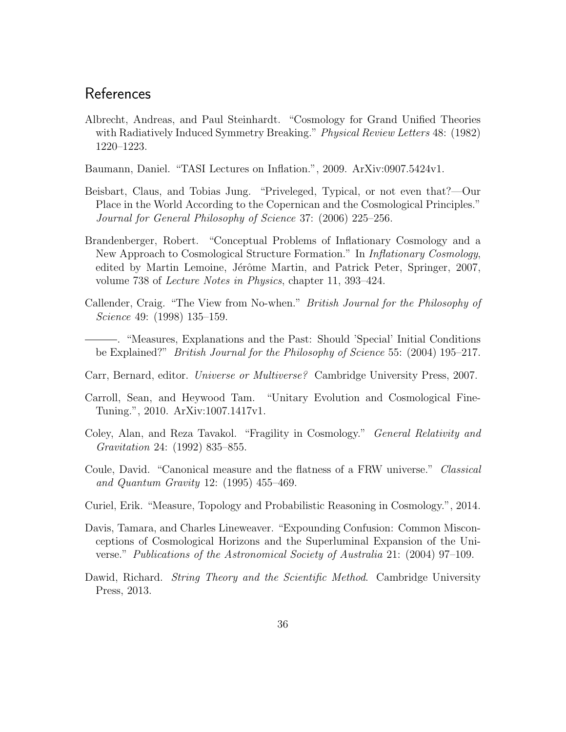## References

Albrecht, Andreas, and Paul Steinhardt. "Cosmology for Grand Unified Theories with Radiatively Induced Symmetry Breaking." *Physical Review Letters* 48: (1982) 1220–1223.

Baumann, Daniel. "TASI Lectures on Inflation.", 2009. ArXiv:0907.5424v1.

Beisbart, Claus, and Tobias Jung. "Priveleged, Typical, or not even that?—Our Place in the World According to the Copernican and the Cosmological Principles." *Journal for General Philosophy of Science* 37: (2006) 225–256.

Brandenberger, Robert. "Conceptual Problems of Inflationary Cosmology and a New Approach to Cosmological Structure Formation." In *Inflationary Cosmology*, edited by Martin Lemoine, Jérôme Martin, and Patrick Peter, Springer, 2007, volume 738 of *Lecture Notes in Physics*, chapter 11, 393–424.

Callender, Craig. "The View from No-when." *British Journal for the Philosophy of Science* 49: (1998) 135–159.

———. "Measures, Explanations and the Past: Should 'Special' Initial Conditions be Explained?" *British Journal for the Philosophy of Science* 55: (2004) 195–217.

Carr, Bernard, editor. *Universe or Multiverse?* Cambridge University Press, 2007.

Carroll, Sean, and Heywood Tam. "Unitary Evolution and Cosmological Fine-Tuning.", 2010. ArXiv:1007.1417v1.

Coley, Alan, and Reza Tavakol. "Fragility in Cosmology." *General Relativity and Gravitation* 24: (1992) 835–855.

Coule, David. "Canonical measure and the flatness of a FRW universe." *Classical and Quantum Gravity* 12: (1995) 455–469.

Curiel, Erik. "Measure, Topology and Probabilistic Reasoning in Cosmology.", 2014.

Davis, Tamara, and Charles Lineweaver. "Expounding Confusion: Common Misconceptions of Cosmological Horizons and the Superluminal Expansion of the Universe." *Publications of the Astronomical Society of Australia* 21: (2004) 97–109.

Dawid, Richard. *String Theory and the Scientific Method*. Cambridge University Press, 2013.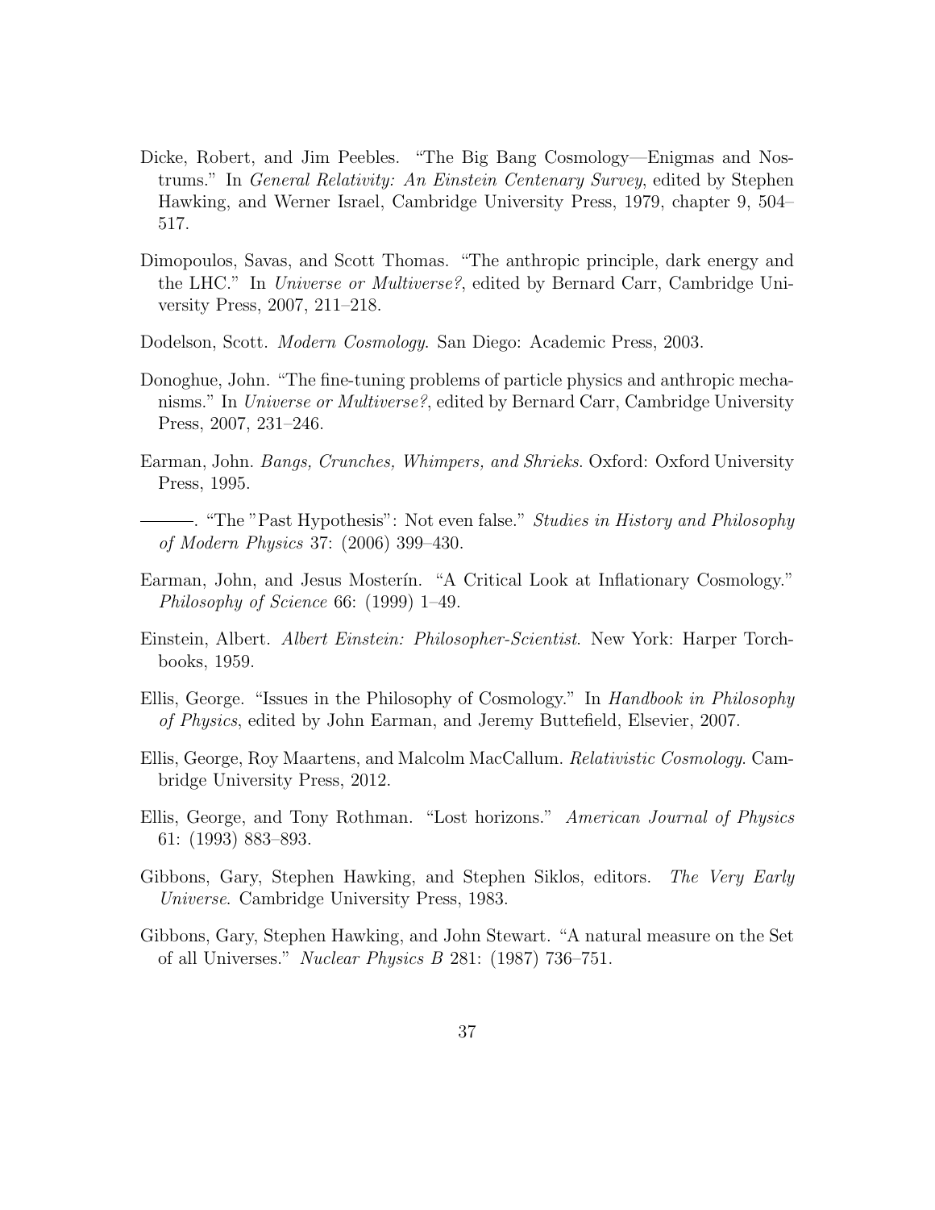Dicke, Robert, and Jim Peebles. "The Big Bang Cosmology—Enigmas and Nostrums." In *General Relativity: An Einstein Centenary Survey*, edited by Stephen Hawking, and Werner Israel, Cambridge University Press, 1979, chapter 9, 504–517.

Dimopoulos, Savas, and Scott Thomas. "The anthropic principle, dark energy and the LHC." In *Universe or Multiverse?*, edited by Bernard Carr, Cambridge University Press, 2007, 211–218.

Dodelson, Scott. *Modern Cosmology*. San Diego: Academic Press, 2003.

Donoghue, John. "The fine-tuning problems of particle physics and anthropic mechanisms." In *Universe or Multiverse?*, edited by Bernard Carr, Cambridge University Press, 2007, 231–246.

Earman, John. *Bangs, Crunches, Whimpers, and Shrieks*. Oxford: Oxford University Press, 1995.

———. "The "Past Hypothesis": Not even false." *Studies in History and Philosophy of Modern Physics* 37: (2006) 399–430.

Earman, John, and Jesus Mosterín. "A Critical Look at Inflationary Cosmology." *Philosophy of Science* 66: (1999) 1–49.

Einstein, Albert. *Albert Einstein: Philosopher-Scientist*. New York: Harper Torchbooks, 1959.

Ellis, George. "Issues in the Philosophy of Cosmology." In *Handbook in Philosophy of Physics*, edited by John Earman, and Jeremy Buttefield, Elsevier, 2007.

Ellis, George, Roy Maartens, and Malcolm MacCallum. *Relativistic Cosmology*. Cambridge University Press, 2012.

Ellis, George, and Tony Rothman. "Lost horizons." *American Journal of Physics* 61: (1993) 883–893.

Gibbons, Gary, Stephen Hawking, and Stephen Siklos, editors. *The Very Early Universe*. Cambridge University Press, 1983.

Gibbons, Gary, Stephen Hawking, and John Stewart. "A natural measure on the Set of all Universes." *Nuclear Physics B* 281: (1987) 736–751.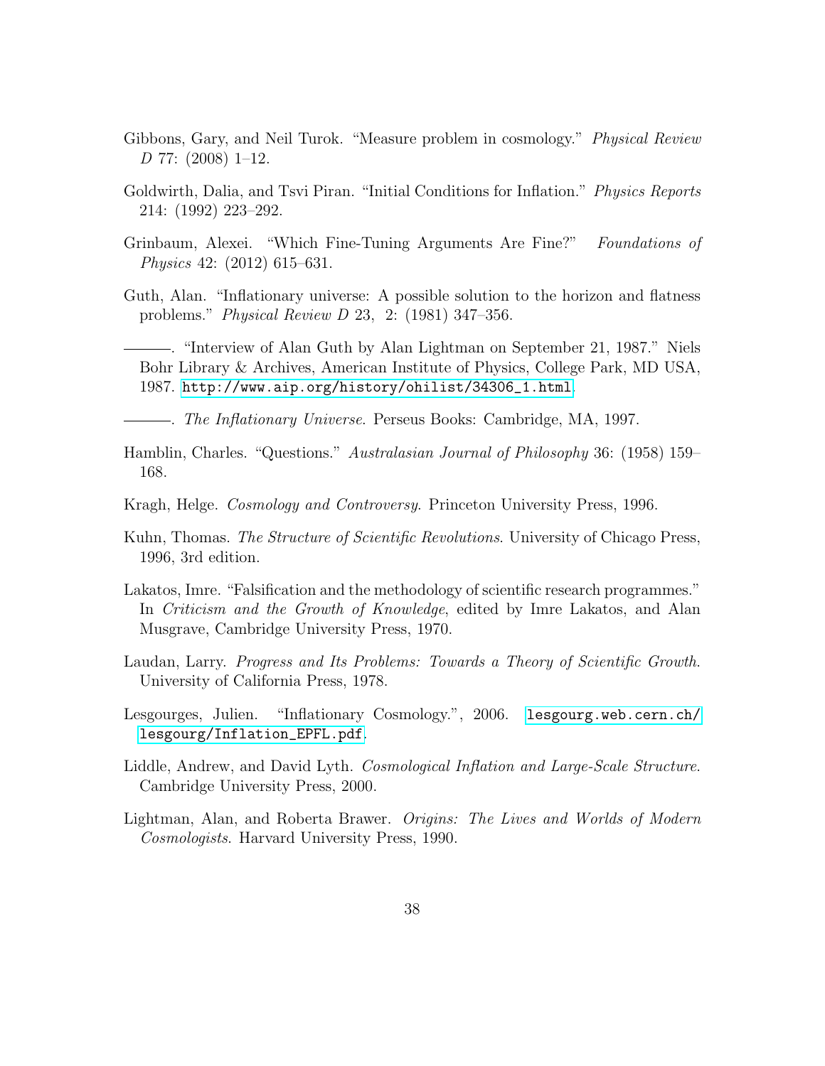Gibbons, Gary, and Neil Turok. "Measure problem in cosmology." *Physical Review D* 77: (2008) 1–12.

Goldwirth, Dalia, and Tsvi Piran. "Initial Conditions for Inflation." *Physics Reports* 214: (1992) 223–292.

Grinbaum, Alexei. "Which Fine-Tuning Arguments Are Fine?" *Foundations of Physics* 42: (2012) 615–631.

Guth, Alan. "Inflationary universe: A possible solution to the horizon and flatness problems." *Physical Review D* 23, 2: (1981) 347–356.

———. "Interview of Alan Guth by Alan Lightman on September 21, 1987." Niels Bohr Library & Archives, American Institute of Physics, College Park, MD USA, 1987. http://www.aip.org/history/ohilist/34306_1.html.

———. *The Inflationary Universe*. Perseus Books: Cambridge, MA, 1997.

Hamblin, Charles. "Questions." *Australasian Journal of Philosophy* 36: (1958) 159–168.

Kragh, Helge. *Cosmology and Controversy*. Princeton University Press, 1996.

Kuhn, Thomas. *The Structure of Scientific Revolutions*. University of Chicago Press, 1996, 3rd edition.

Lakatos, Imre. "Falsification and the methodology of scientific research programmes." In *Criticism and the Growth of Knowledge*, edited by Imre Lakatos, and Alan Musgrave, Cambridge University Press, 1970.

Laudan, Larry. *Progress and Its Problems: Towards a Theory of Scientific Growth*. University of California Press, 1978.

Lesgourges, Julien. "Inflationary Cosmology.", 2006. lesgourg.web.cern.ch/lesgourg/Inflation_EPFL.pdf.

Liddle, Andrew, and David Lyth. *Cosmological Inflation and Large-Scale Structure*. Cambridge University Press, 2000.

Lightman, Alan, and Roberta Brawer. *Origins: The Lives and Worlds of Modern Cosmologists*. Harvard University Press, 1990.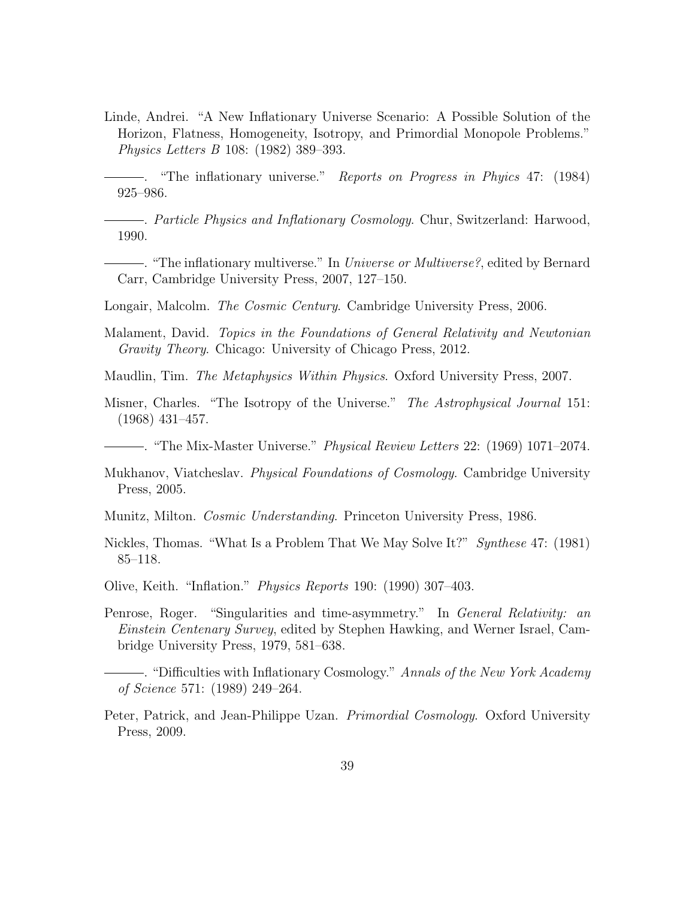Linde, Andrei. "A New Inflationary Universe Scenario: A Possible Solution of the Horizon, Flatness, Homogeneity, Isotropy, and Primordial Monopole Problems." *Physics Letters B* 108: (1982) 389–393.

———. "The inflationary universe." *Reports on Progress in Phyics* 47: (1984) 925–986.

———. *Particle Physics and Inflationary Cosmology*. Chur, Switzerland: Harwood, 1990.

———. "The inflationary multiverse." In *Universe or Multiverse?*, edited by Bernard Carr, Cambridge University Press, 2007, 127–150.

Longair, Malcolm. *The Cosmic Century*. Cambridge University Press, 2006.

Malament, David. *Topics in the Foundations of General Relativity and Newtonian Gravity Theory*. Chicago: University of Chicago Press, 2012.

Maudlin, Tim. *The Metaphysics Within Physics*. Oxford University Press, 2007.

Misner, Charles. "The Isotropy of the Universe." *The Astrophysical Journal* 151: (1968) 431–457.

———. "The Mix-Master Universe." *Physical Review Letters* 22: (1969) 1071–2074.

Mukhanov, Viatcheslav. *Physical Foundations of Cosmology*. Cambridge University Press, 2005.

Munitz, Milton. *Cosmic Understanding*. Princeton University Press, 1986.

Nickles, Thomas. "What Is a Problem That We May Solve It?" *Synthese* 47: (1981) 85–118.

Olive, Keith. "Inflation." *Physics Reports* 190: (1990) 307–403.

Penrose, Roger. "Singularities and time-asymmetry." In *General Relativity: an Einstein Centenary Survey*, edited by Stephen Hawking, and Werner Israel, Cambridge University Press, 1979, 581–638.

———. "Difficulties with Inflationary Cosmology." *Annals of the New York Academy of Science* 571: (1989) 249–264.

Peter, Patrick, and Jean-Philippe Uzan. *Primordial Cosmology*. Oxford University Press, 2009.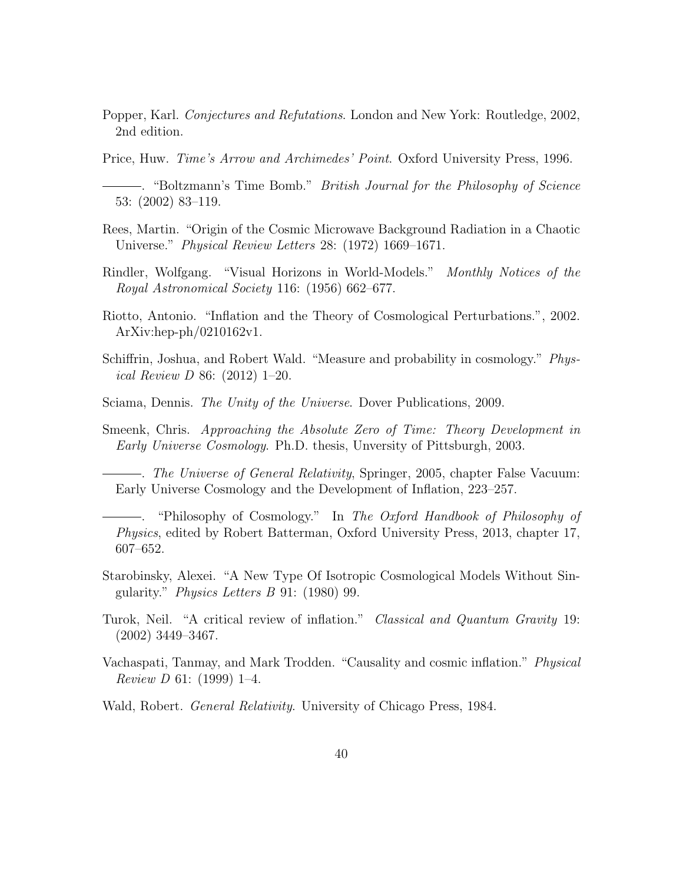Popper, Karl. *Conjectures and Refutations*. London and New York: Routledge, 2002, 2nd edition.

Price, Huw. *Time's Arrow and Archimedes' Point*. Oxford University Press, 1996.

———. "Boltzmann's Time Bomb." *British Journal for the Philosophy of Science* 53: (2002) 83–119.

Rees, Martin. "Origin of the Cosmic Microwave Background Radiation in a Chaotic Universe." *Physical Review Letters* 28: (1972) 1669–1671.

Rindler, Wolfgang. "Visual Horizons in World-Models." *Monthly Notices of the Royal Astronomical Society* 116: (1956) 662–677.

Riotto, Antonio. "Inflation and the Theory of Cosmological Perturbations.", 2002. ArXiv:hep-ph/0210162v1.

Schiffrin, Joshua, and Robert Wald. "Measure and probability in cosmology." *Physical Review D* 86: (2012) 1–20.

Sciama, Dennis. *The Unity of the Universe*. Dover Publications, 2009.

Smeenk, Chris. *Approaching the Absolute Zero of Time: Theory Development in Early Universe Cosmology*. Ph.D. thesis, Unversity of Pittsburgh, 2003.

———. *The Universe of General Relativity*, Springer, 2005, chapter False Vacuum: Early Universe Cosmology and the Development of Inflation, 223–257.

———. "Philosophy of Cosmology." In *The Oxford Handbook of Philosophy of Physics*, edited by Robert Batterman, Oxford University Press, 2013, chapter 17, 607–652.

Starobinsky, Alexei. "A New Type Of Isotropic Cosmological Models Without Singularity." *Physics Letters B* 91: (1980) 99.

Turok, Neil. "A critical review of inflation." *Classical and Quantum Gravity* 19: (2002) 3449–3467.

Vachaspati, Tanmay, and Mark Trodden. "Causality and cosmic inflation." *Physical Review D* 61: (1999) 1–4.

Wald, Robert. *General Relativity*. University of Chicago Press, 1984.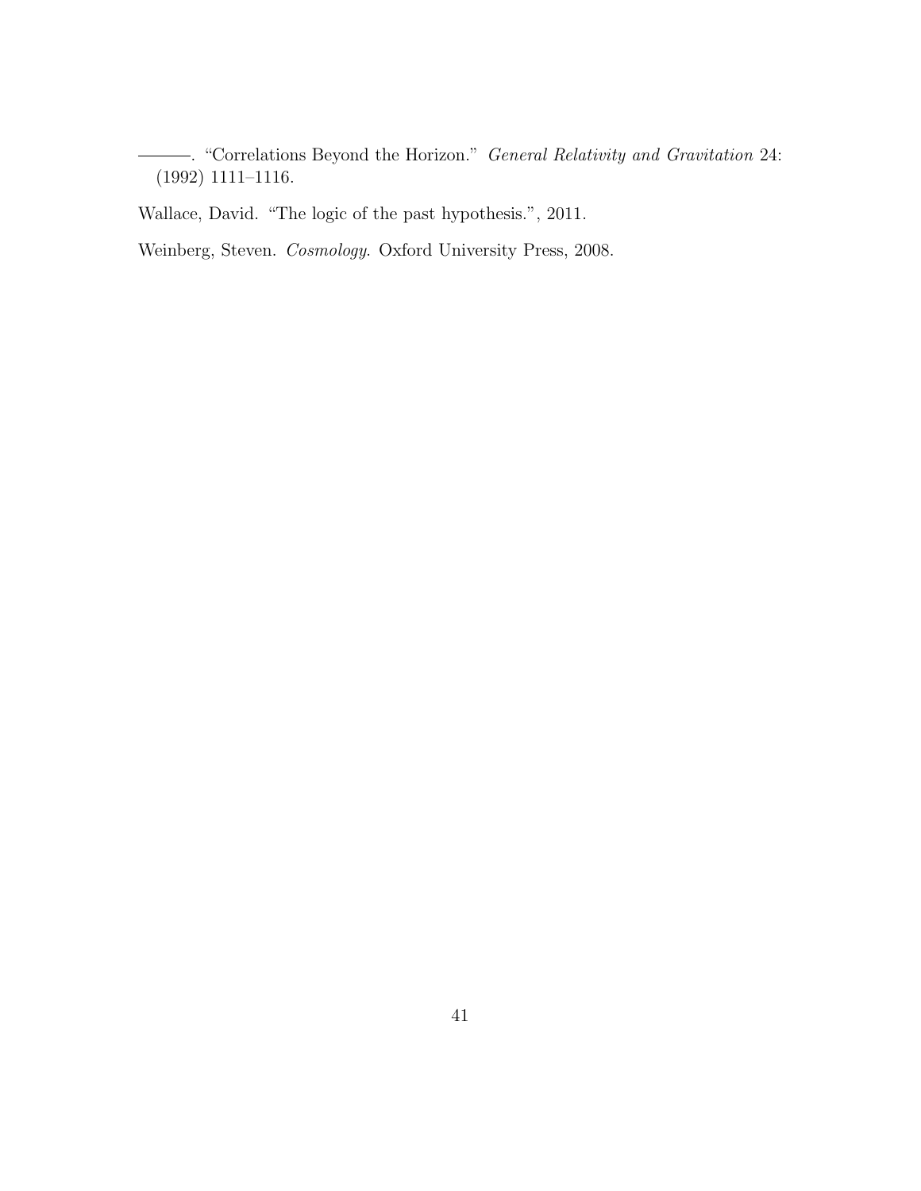———. "Correlations Beyond the Horizon." *General Relativity and Gravitation* 24: (1992) 1111–1116.

Wallace, David. "The logic of the past hypothesis.", 2011.

Weinberg, Steven. *Cosmology*. Oxford University Press, 2008.